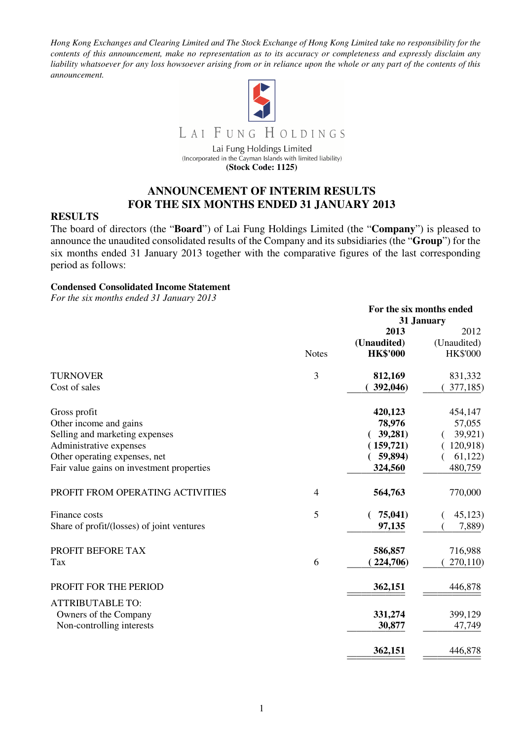*Hong Kong Exchanges and Clearing Limited and The Stock Exchange of Hong Kong Limited take no responsibility for the contents of this announcement, make no representation as to its accuracy or completeness and expressly disclaim any liability whatsoever for any loss howsoever arising from or in reliance upon the whole or any part of the contents of this announcement.*

LAI FUNG HOLDINGS

Lai Fung Holdings Limited
(Incorporated in the Cayman Islands with limited liability)
**(Stock Code: 1125)**

# ANNOUNCEMENT OF INTERIM RESULTS FOR THE SIX MONTHS ENDED 31 JANUARY 2013

## RESULTS

The board of directors (the "**Board**") of Lai Fung Holdings Limited (the "**Company**") is pleased to announce the unaudited consolidated results of the Company and its subsidiaries (the "**Group**") for the six months ended 31 January 2013 together with the comparative figures of the last corresponding period as follows:

**Condensed Consolidated Income Statement**
*For the six months ended 31 January 2013*

| | Notes | For the six months ended 31 January | |
|---|---|---|---|
| | | **2013** | 2012 |
| | | **(Unaudited)** | (Unaudited) |
| | | **HK$'000** | HK$'000 |
| TURNOVER | 3 | **812,169** | 831,332 |
| Cost of sales | | **(392,046)** | (377,185) |
| Gross profit | | **420,123** | 454,147 |
| Other income and gains | | **78,976** | 57,055 |
| Selling and marketing expenses | | **(39,281)** | (39,921) |
| Administrative expenses | | **(159,721)** | (120,918) |
| Other operating expenses, net | | **(59,894)** | (61,122) |
| Fair value gains on investment properties | | **324,560** | 480,759 |
| PROFIT FROM OPERATING ACTIVITIES | 4 | **564,763** | 770,000 |
| Finance costs | 5 | **(75,041)** | (45,123) |
| Share of profit/(losses) of joint ventures | | **97,135** | (7,889) |
| PROFIT BEFORE TAX | | **586,857** | 716,988 |
| Tax | 6 | **(224,706)** | (270,110) |
| PROFIT FOR THE PERIOD | | **362,151** | 446,878 |
| ATTRIBUTABLE TO: | | | |
| Owners of the Company | | **331,274** | 399,129 |
| Non-controlling interests | | **30,877** | 47,749 |
| | | **362,151** | 446,878 |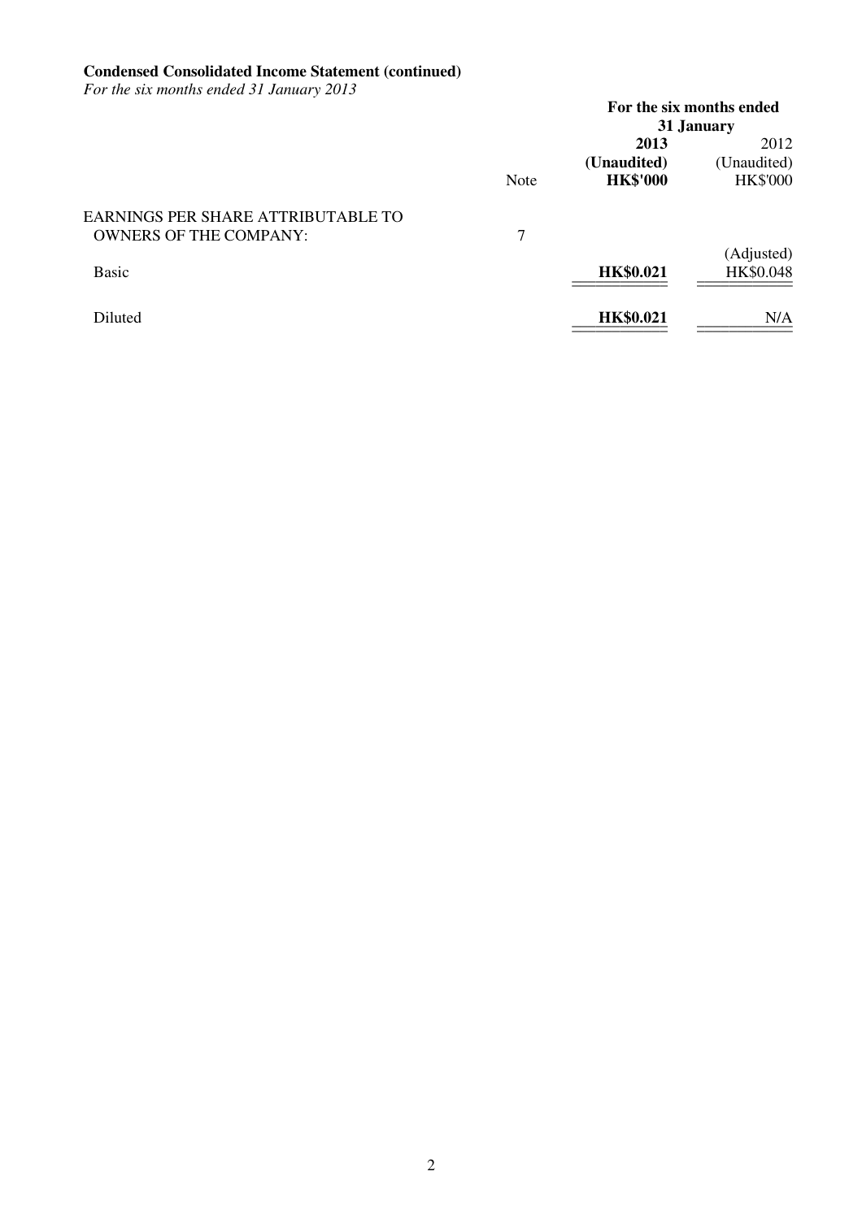**Condensed Consolidated Income Statement (continued)**

*For the six months ended 31 January 2013*

| | Note | For the six months ended 31 January | |
|---|---|---|---|
| | | **2013** | 2012 |
| | | **(Unaudited)** | (Unaudited) |
| | | **HK$'000** | HK$'000 |
| EARNINGS PER SHARE ATTRIBUTABLE TO OWNERS OF THE COMPANY: | 7 | | |
| | | | (Adjusted) |
| Basic | | **HK$0.021** | HK$0.048 |
| Diluted | | **HK$0.021** | N/A |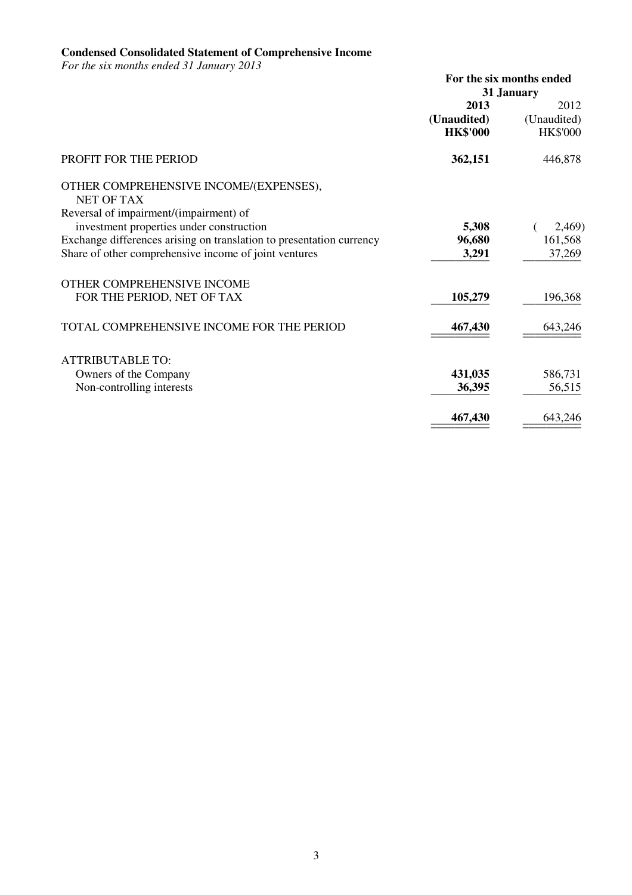**Condensed Consolidated Statement of Comprehensive Income**

*For the six months ended 31 January 2013*

| | For the six months ended 31 January | |
|---|---|---|
| | **2013** | 2012 |
| | **(Unaudited)** | (Unaudited) |
| | **HK$'000** | HK$'000 |
| PROFIT FOR THE PERIOD | **362,151** | 446,878 |
| OTHER COMPREHENSIVE INCOME/(EXPENSES), NET OF TAX | | |
| Reversal of impairment/(impairment) of investment properties under construction | **5,308** | ( 2,469) |
| Exchange differences arising on translation to presentation currency | **96,680** | 161,568 |
| Share of other comprehensive income of joint ventures | **3,291** | 37,269 |
| OTHER COMPREHENSIVE INCOME FOR THE PERIOD, NET OF TAX | **105,279** | 196,368 |
| TOTAL COMPREHENSIVE INCOME FOR THE PERIOD | **467,430** | 643,246 |
| ATTRIBUTABLE TO: | | |
| Owners of the Company | **431,035** | 586,731 |
| Non-controlling interests | **36,395** | 56,515 |
| | **467,430** | 643,246 |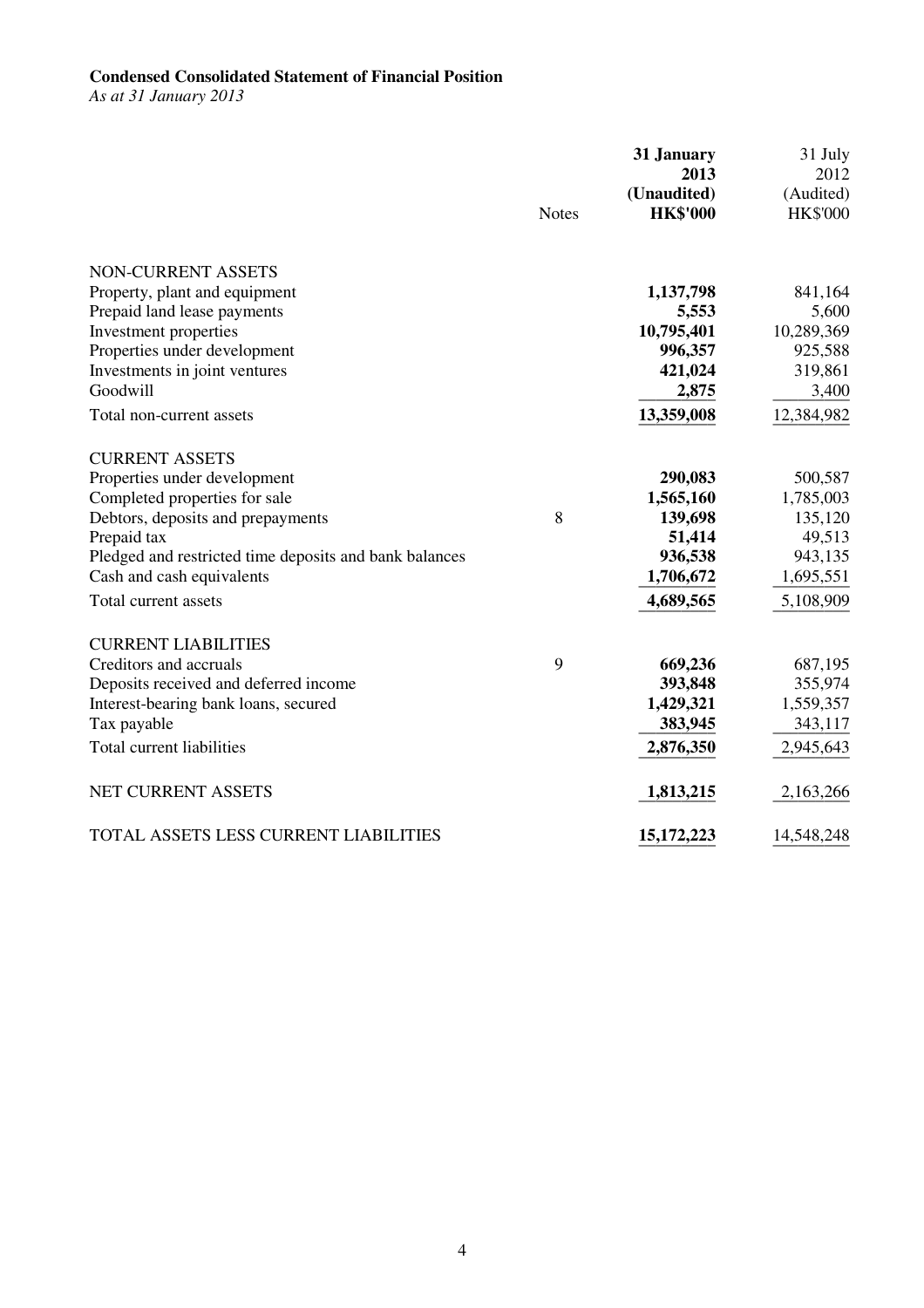**Condensed Consolidated Statement of Financial Position**

*As at 31 January 2013*

| | Notes | **31 January 2013 (Unaudited) HK$'000** | 31 July 2012 (Audited) HK$'000 |
|---|---|---|---|
| NON-CURRENT ASSETS | | | |
| Property, plant and equipment | | **1,137,798** | 841,164 |
| Prepaid land lease payments | | **5,553** | 5,600 |
| Investment properties | | **10,795,401** | 10,289,369 |
| Properties under development | | **996,357** | 925,588 |
| Investments in joint ventures | | **421,024** | 319,861 |
| Goodwill | | **2,875** | 3,400 |
| Total non-current assets | | **13,359,008** | 12,384,982 |
| CURRENT ASSETS | | | |
| Properties under development | | **290,083** | 500,587 |
| Completed properties for sale | | **1,565,160** | 1,785,003 |
| Debtors, deposits and prepayments | 8 | **139,698** | 135,120 |
| Prepaid tax | | **51,414** | 49,513 |
| Pledged and restricted time deposits and bank balances | | **936,538** | 943,135 |
| Cash and cash equivalents | | **1,706,672** | 1,695,551 |
| Total current assets | | **4,689,565** | 5,108,909 |
| CURRENT LIABILITIES | | | |
| Creditors and accruals | 9 | **669,236** | 687,195 |
| Deposits received and deferred income | | **393,848** | 355,974 |
| Interest-bearing bank loans, secured | | **1,429,321** | 1,559,357 |
| Tax payable | | **383,945** | 343,117 |
| Total current liabilities | | **2,876,350** | 2,945,643 |
| NET CURRENT ASSETS | | **1,813,215** | 2,163,266 |
| TOTAL ASSETS LESS CURRENT LIABILITIES | | **15,172,223** | 14,548,248 |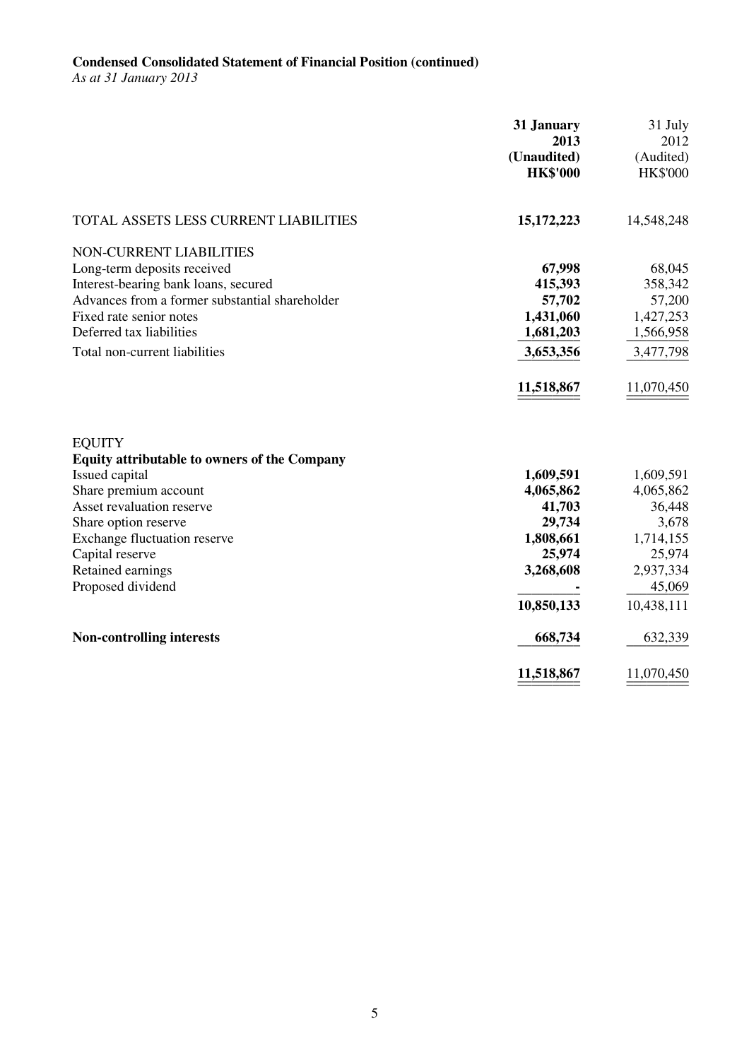**Condensed Consolidated Statement of Financial Position (continued)**

*As at 31 January 2013*

| | **31 January 2013 (Unaudited) HK$'000** | 31 July 2012 (Audited) HK$'000 |
|---|---|---|
| TOTAL ASSETS LESS CURRENT LIABILITIES | **15,172,223** | 14,548,248 |
| NON-CURRENT LIABILITIES | | |
| Long-term deposits received | **67,998** | 68,045 |
| Interest-bearing bank loans, secured | **415,393** | 358,342 |
| Advances from a former substantial shareholder | **57,702** | 57,200 |
| Fixed rate senior notes | **1,431,060** | 1,427,253 |
| Deferred tax liabilities | **1,681,203** | 1,566,958 |
| Total non-current liabilities | **3,653,356** | 3,477,798 |
| | **11,518,867** | 11,070,450 |
| EQUITY | | |
| **Equity attributable to owners of the Company** | | |
| Issued capital | **1,609,591** | 1,609,591 |
| Share premium account | **4,065,862** | 4,065,862 |
| Asset revaluation reserve | **41,703** | 36,448 |
| Share option reserve | **29,734** | 3,678 |
| Exchange fluctuation reserve | **1,808,661** | 1,714,155 |
| Capital reserve | **25,974** | 25,974 |
| Retained earnings | **3,268,608** | 2,937,334 |
| Proposed dividend | **-** | 45,069 |
| | **10,850,133** | 10,438,111 |
| **Non-controlling interests** | **668,734** | 632,339 |
| | **11,518,867** | 11,070,450 |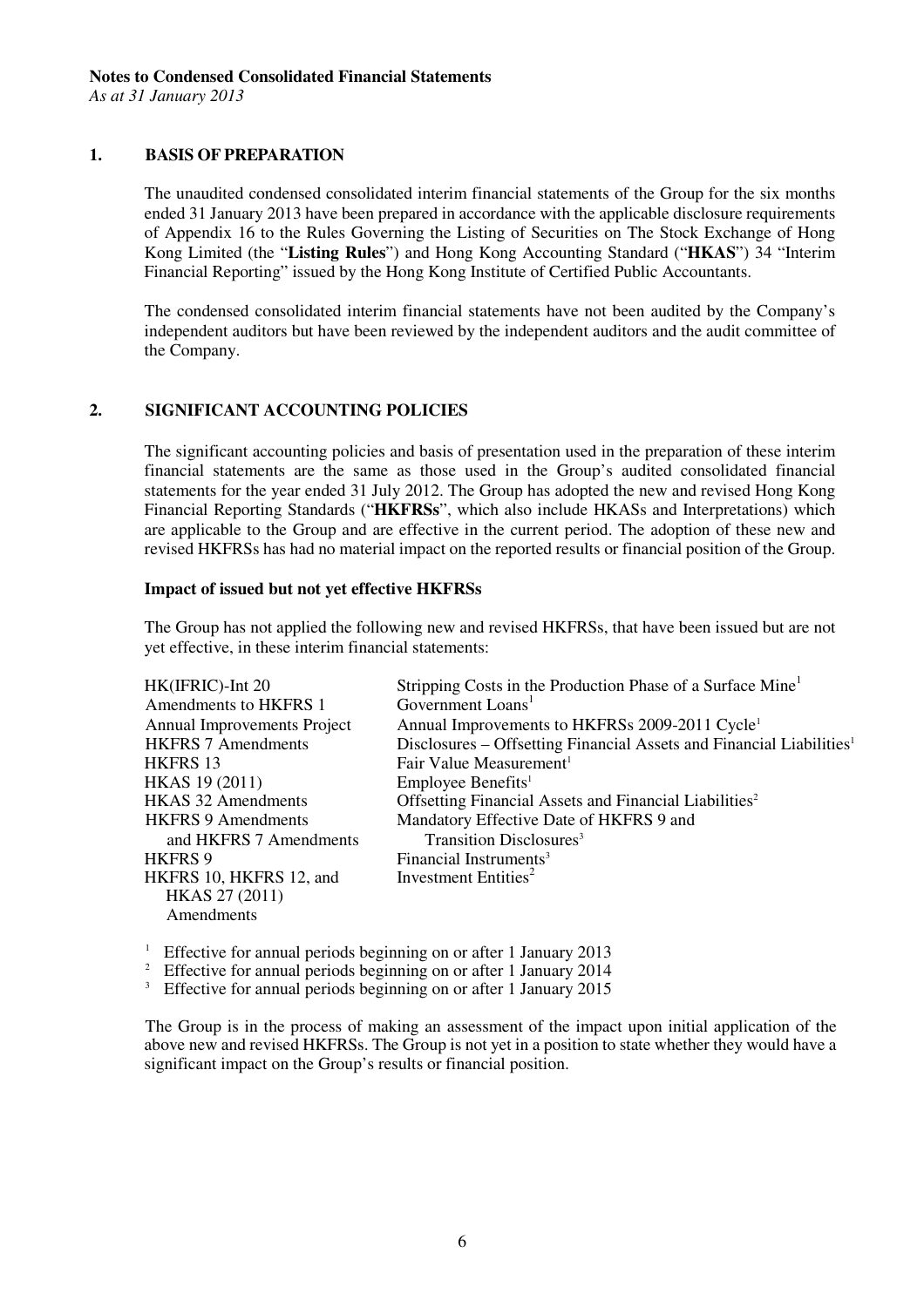**Notes to Condensed Consolidated Financial Statements**
*As at 31 January 2013*

## 1. BASIS OF PREPARATION

The unaudited condensed consolidated interim financial statements of the Group for the six months ended 31 January 2013 have been prepared in accordance with the applicable disclosure requirements of Appendix 16 to the Rules Governing the Listing of Securities on The Stock Exchange of Hong Kong Limited (the "**Listing Rules**") and Hong Kong Accounting Standard ("**HKAS**") 34 "Interim Financial Reporting" issued by the Hong Kong Institute of Certified Public Accountants.

The condensed consolidated interim financial statements have not been audited by the Company's independent auditors but have been reviewed by the independent auditors and the audit committee of the Company.

## 2. SIGNIFICANT ACCOUNTING POLICIES

The significant accounting policies and basis of presentation used in the preparation of these interim financial statements are the same as those used in the Group's audited consolidated financial statements for the year ended 31 July 2012. The Group has adopted the new and revised Hong Kong Financial Reporting Standards ("**HKFRSs**", which also include HKASs and Interpretations) which are applicable to the Group and are effective in the current period. The adoption of these new and revised HKFRSs has had no material impact on the reported results or financial position of the Group.

**Impact of issued but not yet effective HKFRSs**

The Group has not applied the following new and revised HKFRSs, that have been issued but are not yet effective, in these interim financial statements:

| | |
|---|---|
| HK(IFRIC)-Int 20 | Stripping Costs in the Production Phase of a Surface Mine[1] |
| Amendments to HKFRS 1 | Government Loans[1] |
| Annual Improvements Project | Annual Improvements to HKFRSs 2009-2011 Cycle[1] |
| HKFRS 7 Amendments | Disclosures – Offsetting Financial Assets and Financial Liabilities[1] |
| HKFRS 13 | Fair Value Measurement[1] |
| HKAS 19 (2011) | Employee Benefits[1] |
| HKAS 32 Amendments | Offsetting Financial Assets and Financial Liabilities[2] |
| HKFRS 9 Amendments and HKFRS 7 Amendments | Mandatory Effective Date of HKFRS 9 and Transition Disclosures[3] |
| HKFRS 9 | Financial Instruments[3] |
| HKFRS 10, HKFRS 12, and HKAS 27 (2011) Amendments | Investment Entities[2] |

[1] Effective for annual periods beginning on or after 1 January 2013
[2] Effective for annual periods beginning on or after 1 January 2014
[3] Effective for annual periods beginning on or after 1 January 2015

The Group is in the process of making an assessment of the impact upon initial application of the above new and revised HKFRSs. The Group is not yet in a position to state whether they would have a significant impact on the Group's results or financial position.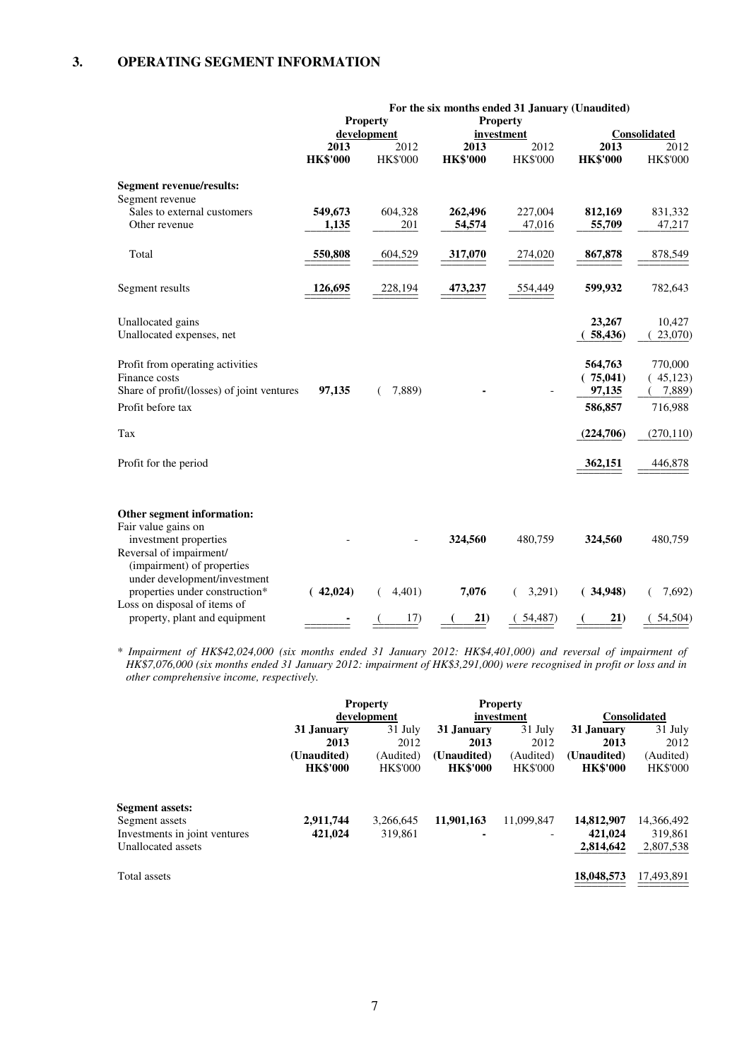## 3. OPERATING SEGMENT INFORMATION

| | For the six months ended 31 January (Unaudited) | | | | | |
|---|---|---|---|---|---|---|
| | Property development | | Property investment | | Consolidated | |
| | **2013** | 2012 | **2013** | 2012 | **2013** | 2012 |
| | **HK$'000** | HK$'000 | **HK$'000** | HK$'000 | **HK$'000** | HK$'000 |
| **Segment revenue/results:** | | | | | | |
| Segment revenue | | | | | | |
| Sales to external customers | **549,673** | 604,328 | **262,496** | 227,004 | **812,169** | 831,332 |
| Other revenue | **1,135** | 201 | **54,574** | 47,016 | **55,709** | 47,217 |
| Total | **550,808** | 604,529 | **317,070** | 274,020 | **867,878** | 878,549 |
| Segment results | **126,695** | 228,194 | **473,237** | 554,449 | **599,932** | 782,643 |
| Unallocated gains | | | | | **23,267** | 10,427 |
| Unallocated expenses, net | | | | | **( 58,436)** | ( 23,070) |
| Profit from operating activities | | | | | **564,763** | 770,000 |
| Finance costs | | | | | **( 75,041)** | ( 45,123) |
| Share of profit/(losses) of joint ventures | **97,135** | ( 7,889) | **-** | - | **97,135** | ( 7,889) |
| Profit before tax | | | | | **586,857** | 716,988 |
| Tax | | | | | **(224,706)** | (270,110) |
| Profit for the period | | | | | **362,151** | 446,878 |
| **Other segment information:** | | | | | | |
| Fair value gains on investment properties | **-** | - | **324,560** | 480,759 | **324,560** | 480,759 |
| Reversal of impairment/ (impairment) of properties under development/investment properties under construction* | **( 42,024)** | ( 4,401) | **7,076** | ( 3,291) | **( 34,948)** | ( 7,692) |
| Loss on disposal of items of property, plant and equipment | **-** | ( 17) | **( 21)** | ( 54,487) | **( 21)** | ( 54,504) |

\* *Impairment of HK$42,024,000 (six months ended 31 January 2012: HK$4,401,000) and reversal of impairment of HK$7,076,000 (six months ended 31 January 2012: impairment of HK$3,291,000) were recognised in profit or loss and in other comprehensive income, respectively.*

| | Property development | | Property investment | | Consolidated | |
|---|---|---|---|---|---|---|
| | **31 January 2013** | 31 July 2012 | **31 January 2013** | 31 July 2012 | **31 January 2013** | 31 July 2012 |
| | **(Unaudited)** | (Audited) | **(Unaudited)** | (Audited) | **(Unaudited)** | (Audited) |
| | **HK$'000** | HK$'000 | **HK$'000** | HK$'000 | **HK$'000** | HK$'000 |
| **Segment assets:** | | | | | | |
| Segment assets | **2,911,744** | 3,266,645 | **11,901,163** | 11,099,847 | **14,812,907** | 14,366,492 |
| Investments in joint ventures | **421,024** | 319,861 | **-** | - | **421,024** | 319,861 |
| Unallocated assets | | | | | **2,814,642** | 2,807,538 |
| Total assets | | | | | **18,048,573** | 17,493,891 |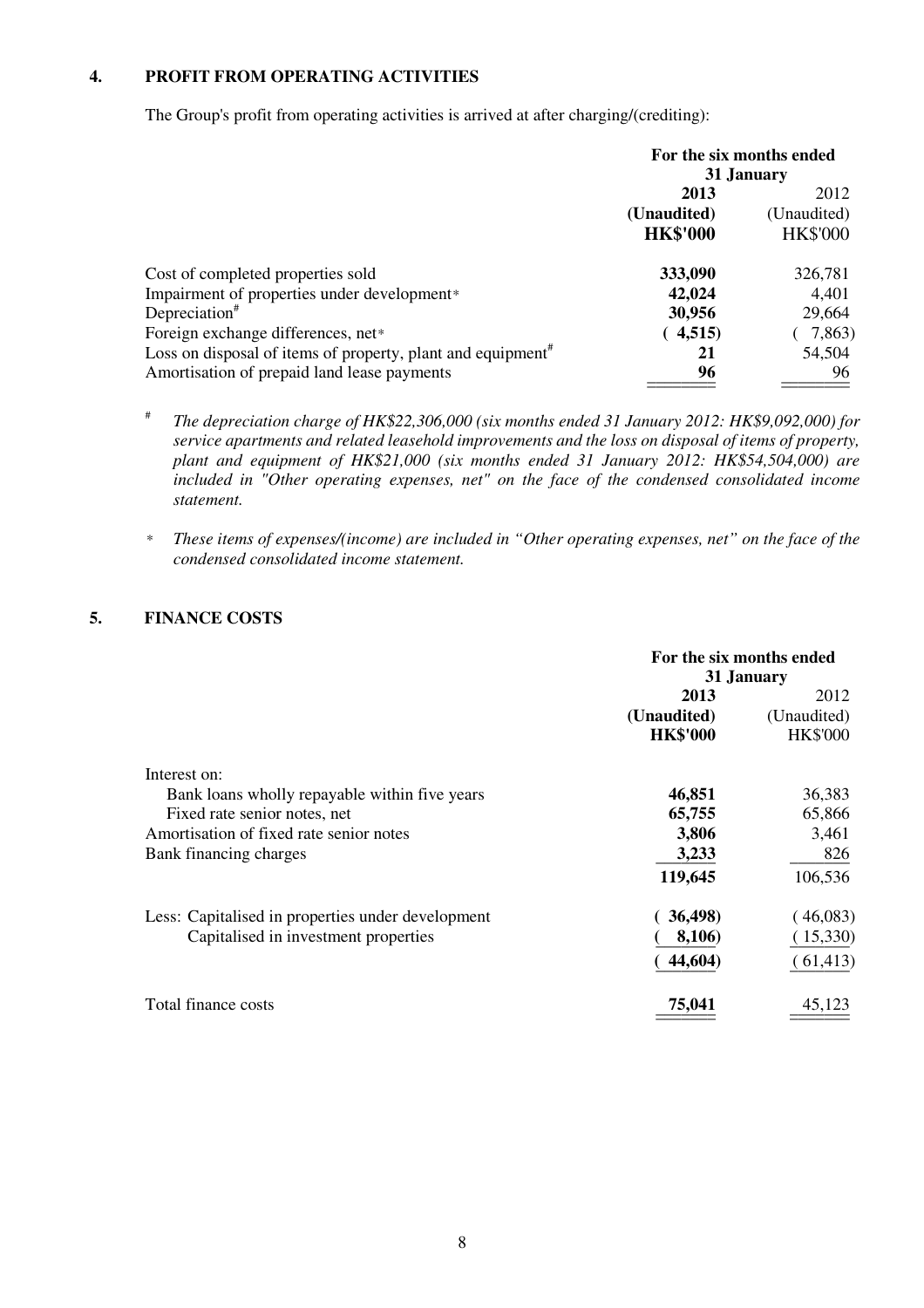## 4. PROFIT FROM OPERATING ACTIVITIES

The Group's profit from operating activities is arrived at after charging/(crediting):

| | For the six months ended 31 January | |
|---|---|---|
| | **2013** | 2012 |
| | **(Unaudited)** | (Unaudited) |
| | **HK$'000** | HK$'000 |
| Cost of completed properties sold | **333,090** | 326,781 |
| Impairment of properties under development* | **42,024** | 4,401 |
| Depreciation# | **30,956** | 29,664 |
| Foreign exchange differences, net* | **( 4,515)** | ( 7,863) |
| Loss on disposal of items of property, plant and equipment# | **21** | 54,504 |
| Amortisation of prepaid land lease payments | **96** | 96 |

# *The depreciation charge of HK$22,306,000 (six months ended 31 January 2012: HK$9,092,000) for service apartments and related leasehold improvements and the loss on disposal of items of property, plant and equipment of HK$21,000 (six months ended 31 January 2012: HK$54,504,000) are included in "Other operating expenses, net" on the face of the condensed consolidated income statement.*

\* *These items of expenses/(income) are included in "Other operating expenses, net" on the face of the condensed consolidated income statement.*

## 5. FINANCE COSTS

| | For the six months ended 31 January | |
|---|---|---|
| | **2013** | 2012 |
| | **(Unaudited)** | (Unaudited) |
| | **HK$'000** | HK$'000 |
| Interest on: | | |
| Bank loans wholly repayable within five years | **46,851** | 36,383 |
| Fixed rate senior notes, net | **65,755** | 65,866 |
| Amortisation of fixed rate senior notes | **3,806** | 3,461 |
| Bank financing charges | **3,233** | 826 |
| | **119,645** | 106,536 |
| Less: Capitalised in properties under development | **( 36,498)** | ( 46,083) |
| Capitalised in investment properties | **( 8,106)** | ( 15,330) |
| | **( 44,604)** | ( 61,413) |
| Total finance costs | **75,041** | 45,123 |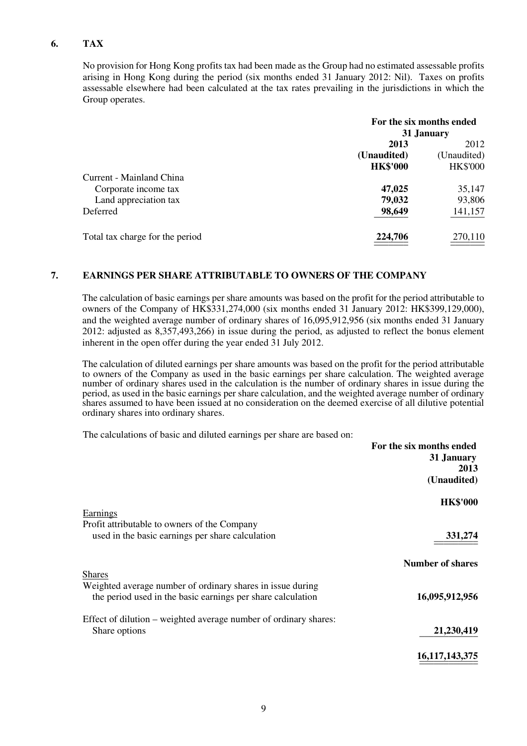## 6. TAX

No provision for Hong Kong profits tax had been made as the Group had no estimated assessable profits arising in Hong Kong during the period (six months ended 31 January 2012: Nil). Taxes on profits assessable elsewhere had been calculated at the tax rates prevailing in the jurisdictions in which the Group operates.

| | For the six months ended 31 January | |
|---|---|---|
| | **2013** | 2012 |
| | **(Unaudited)** | (Unaudited) |
| | **HK$'000** | HK$'000 |
| Current - Mainland China | | |
| Corporate income tax | **47,025** | 35,147 |
| Land appreciation tax | **79,032** | 93,806 |
| Deferred | **98,649** | 141,157 |
| Total tax charge for the period | **224,706** | 270,110 |

## 7. EARNINGS PER SHARE ATTRIBUTABLE TO OWNERS OF THE COMPANY

The calculation of basic earnings per share amounts was based on the profit for the period attributable to owners of the Company of HK$331,274,000 (six months ended 31 January 2012: HK$399,129,000), and the weighted average number of ordinary shares of 16,095,912,956 (six months ended 31 January 2012: adjusted as 8,357,493,266) in issue during the period, as adjusted to reflect the bonus element inherent in the open offer during the year ended 31 July 2012.

The calculation of diluted earnings per share amounts was based on the profit for the period attributable to owners of the Company as used in the basic earnings per share calculation. The weighted average number of ordinary shares used in the calculation is the number of ordinary shares in issue during the period, as used in the basic earnings per share calculation, and the weighted average number of ordinary shares assumed to have been issued at no consideration on the deemed exercise of all dilutive potential ordinary shares into ordinary shares.

The calculations of basic and diluted earnings per share are based on:

| | For the six months ended 31 January 2013 (Unaudited) |
|---|---|
| | **HK$'000** |
| Earnings | |
| Profit attributable to owners of the Company used in the basic earnings per share calculation | **331,274** |
| | **Number of shares** |
| Shares | |
| Weighted average number of ordinary shares in issue during the period used in the basic earnings per share calculation | **16,095,912,956** |
| Effect of dilution – weighted average number of ordinary shares: | |
| Share options | **21,230,419** |
| | **16,117,143,375** |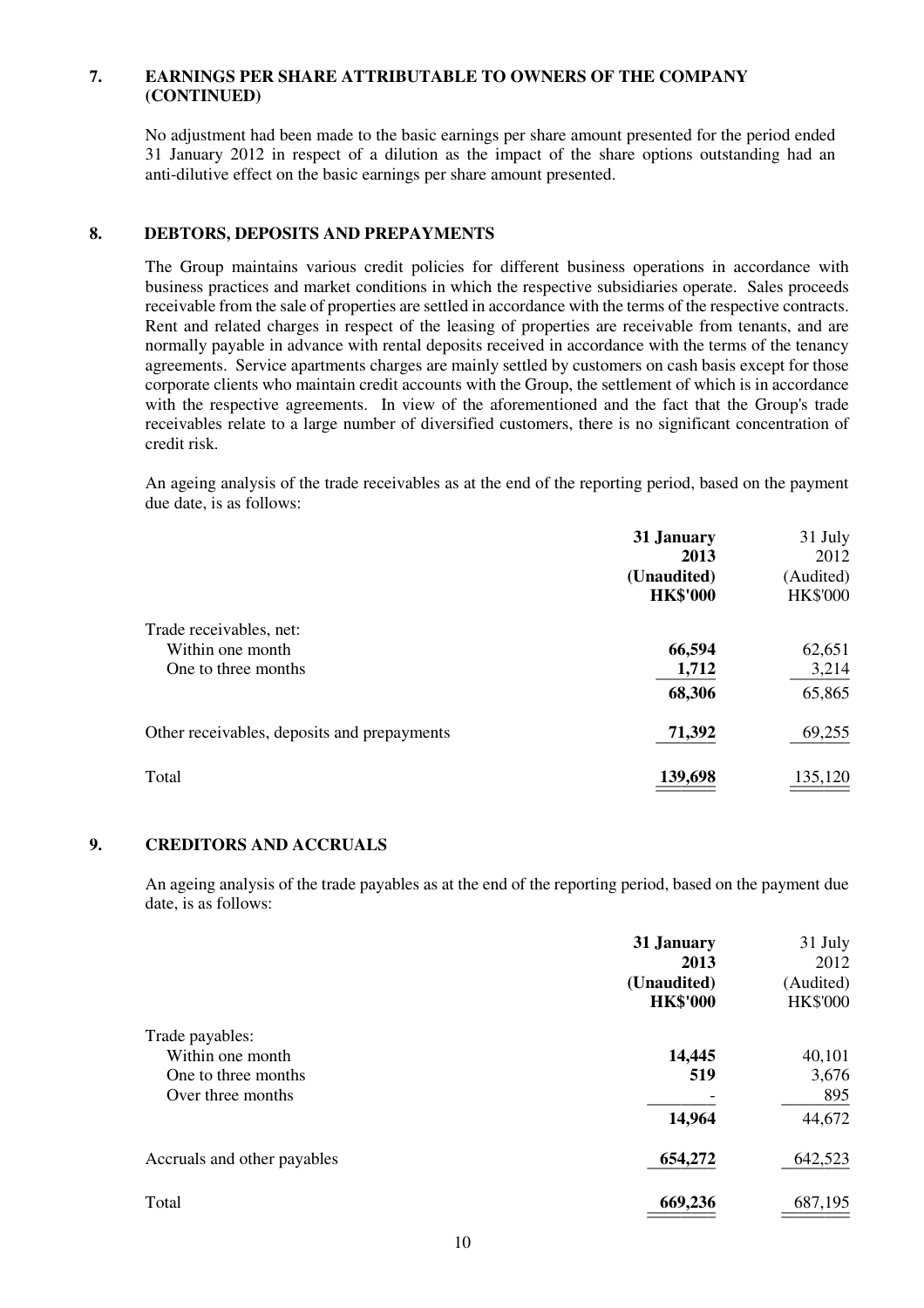## 7. EARNINGS PER SHARE ATTRIBUTABLE TO OWNERS OF THE COMPANY (CONTINUED)

No adjustment had been made to the basic earnings per share amount presented for the period ended 31 January 2012 in respect of a dilution as the impact of the share options outstanding had an anti-dilutive effect on the basic earnings per share amount presented.

## 8. DEBTORS, DEPOSITS AND PREPAYMENTS

The Group maintains various credit policies for different business operations in accordance with business practices and market conditions in which the respective subsidiaries operate. Sales proceeds receivable from the sale of properties are settled in accordance with the terms of the respective contracts. Rent and related charges in respect of the leasing of properties are receivable from tenants, and are normally payable in advance with rental deposits received in accordance with the terms of the tenancy agreements. Service apartments charges are mainly settled by customers on cash basis except for those corporate clients who maintain credit accounts with the Group, the settlement of which is in accordance with the respective agreements. In view of the aforementioned and the fact that the Group's trade receivables relate to a large number of diversified customers, there is no significant concentration of credit risk.

An ageing analysis of the trade receivables as at the end of the reporting period, based on the payment due date, is as follows:

| | **31 January 2013 (Unaudited) HK$'000** | 31 July 2012 (Audited) HK$'000 |
|---|---|---|
| Trade receivables, net: | | |
| Within one month | **66,594** | 62,651 |
| One to three months | **1,712** | 3,214 |
| | **68,306** | 65,865 |
| Other receivables, deposits and prepayments | **71,392** | 69,255 |
| Total | **139,698** | 135,120 |

## 9. CREDITORS AND ACCRUALS

An ageing analysis of the trade payables as at the end of the reporting period, based on the payment due date, is as follows:

| | **31 January 2013 (Unaudited) HK$'000** | 31 July 2012 (Audited) HK$'000 |
|---|---|---|
| Trade payables: | | |
| Within one month | **14,445** | 40,101 |
| One to three months | **519** | 3,676 |
| Over three months | **-** | 895 |
| | **14,964** | 44,672 |
| Accruals and other payables | **654,272** | 642,523 |
| Total | **669,236** | 687,195 |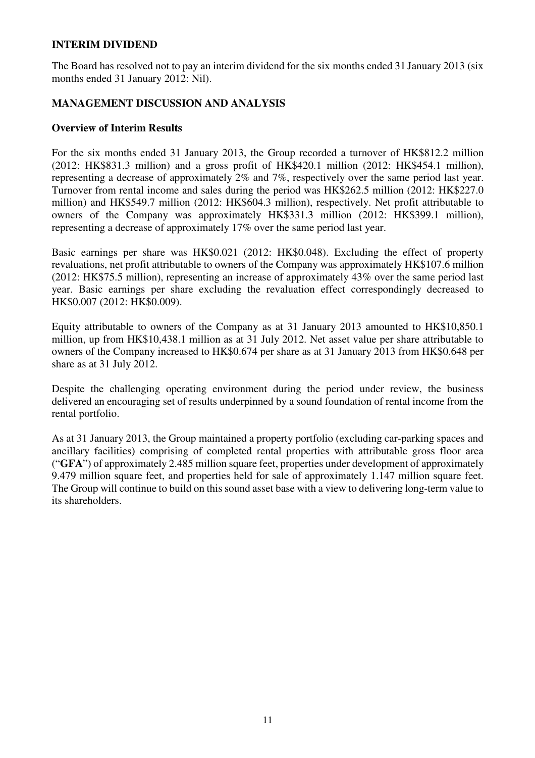## INTERIM DIVIDEND

The Board has resolved not to pay an interim dividend for the six months ended 31 January 2013 (six months ended 31 January 2012: Nil).

## MANAGEMENT DISCUSSION AND ANALYSIS

### Overview of Interim Results

For the six months ended 31 January 2013, the Group recorded a turnover of HK$812.2 million (2012: HK$831.3 million) and a gross profit of HK$420.1 million (2012: HK$454.1 million), representing a decrease of approximately 2% and 7%, respectively over the same period last year. Turnover from rental income and sales during the period was HK$262.5 million (2012: HK$227.0 million) and HK$549.7 million (2012: HK$604.3 million), respectively. Net profit attributable to owners of the Company was approximately HK$331.3 million (2012: HK$399.1 million), representing a decrease of approximately 17% over the same period last year.

Basic earnings per share was HK$0.021 (2012: HK$0.048). Excluding the effect of property revaluations, net profit attributable to owners of the Company was approximately HK$107.6 million (2012: HK$75.5 million), representing an increase of approximately 43% over the same period last year. Basic earnings per share excluding the revaluation effect correspondingly decreased to HK$0.007 (2012: HK$0.009).

Equity attributable to owners of the Company as at 31 January 2013 amounted to HK$10,850.1 million, up from HK$10,438.1 million as at 31 July 2012. Net asset value per share attributable to owners of the Company increased to HK$0.674 per share as at 31 January 2013 from HK$0.648 per share as at 31 July 2012.

Despite the challenging operating environment during the period under review, the business delivered an encouraging set of results underpinned by a sound foundation of rental income from the rental portfolio.

As at 31 January 2013, the Group maintained a property portfolio (excluding car-parking spaces and ancillary facilities) comprising of completed rental properties with attributable gross floor area ("**GFA**") of approximately 2.485 million square feet, properties under development of approximately 9.479 million square feet, and properties held for sale of approximately 1.147 million square feet. The Group will continue to build on this sound asset base with a view to delivering long-term value to its shareholders.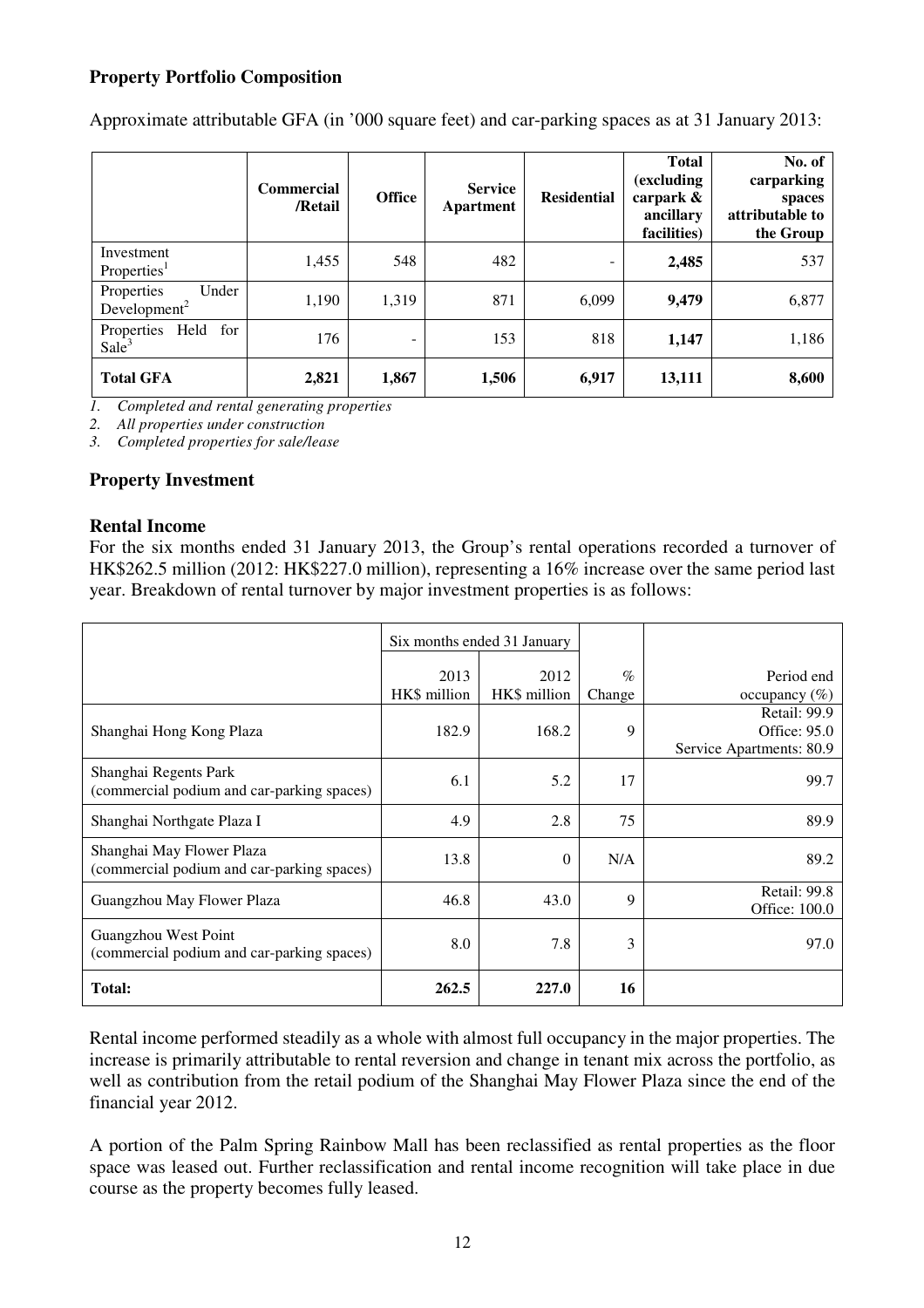## Property Portfolio Composition

Approximate attributable GFA (in '000 square feet) and car-parking spaces as at 31 January 2013:

| | Commercial /Retail | Office | Service Apartment | Residential | Total (excluding carpark & ancillary facilities) | No. of carparking spaces attributable to the Group |
|---|---|---|---|---|---|---|
| Investment Properties[1] | 1,455 | 548 | 482 | - | **2,485** | 537 |
| Properties Under Development[2] | 1,190 | 1,319 | 871 | 6,099 | **9,479** | 6,877 |
| Properties Held for Sale[3] | 176 | - | 153 | 818 | **1,147** | 1,186 |
| **Total GFA** | **2,821** | **1,867** | **1,506** | **6,917** | **13,111** | **8,600** |

*1. Completed and rental generating properties*

*2. All properties under construction*

*3. Completed properties for sale/lease*

## Property Investment

### Rental Income

For the six months ended 31 January 2013, the Group's rental operations recorded a turnover of HK$262.5 million (2012: HK$227.0 million), representing a 16% increase over the same period last year. Breakdown of rental turnover by major investment properties is as follows:

| | Six months ended 31 January | | | |
|---|---|---|---|---|
| | 2013 HK$ million | 2012 HK$ million | % Change | Period end occupancy (%) |
| Shanghai Hong Kong Plaza | 182.9 | 168.2 | 9 | Retail: 99.9 Office: 95.0 Service Apartments: 80.9 |
| Shanghai Regents Park (commercial podium and car-parking spaces) | 6.1 | 5.2 | 17 | 99.7 |
| Shanghai Northgate Plaza I | 4.9 | 2.8 | 75 | 89.9 |
| Shanghai May Flower Plaza (commercial podium and car-parking spaces) | 13.8 | 0 | N/A | 89.2 |
| Guangzhou May Flower Plaza | 46.8 | 43.0 | 9 | Retail: 99.8 Office: 100.0 |
| Guangzhou West Point (commercial podium and car-parking spaces) | 8.0 | 7.8 | 3 | 97.0 |
| **Total:** | **262.5** | **227.0** | **16** | |

Rental income performed steadily as a whole with almost full occupancy in the major properties. The increase is primarily attributable to rental reversion and change in tenant mix across the portfolio, as well as contribution from the retail podium of the Shanghai May Flower Plaza since the end of the financial year 2012.

A portion of the Palm Spring Rainbow Mall has been reclassified as rental properties as the floor space was leased out. Further reclassification and rental income recognition will take place in due course as the property becomes fully leased.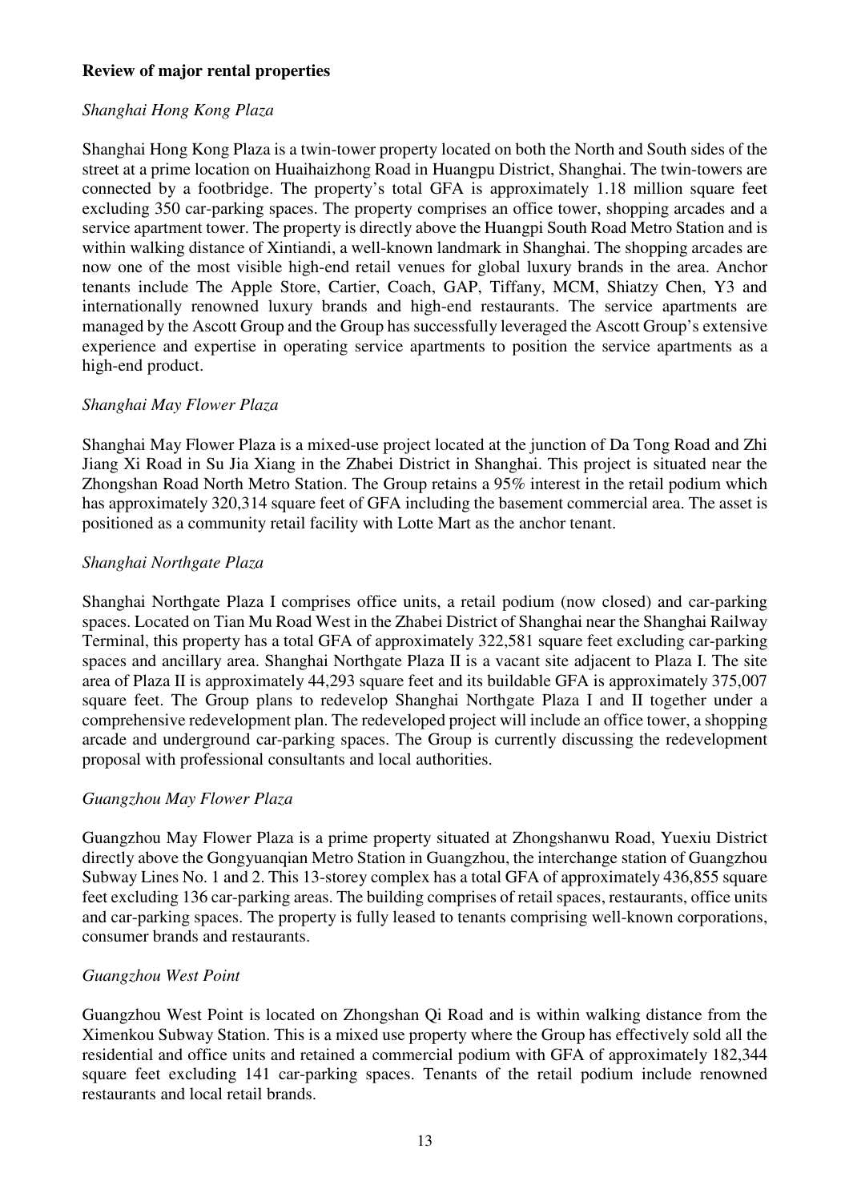**Review of major rental properties**

*Shanghai Hong Kong Plaza*

Shanghai Hong Kong Plaza is a twin-tower property located on both the North and South sides of the street at a prime location on Huaihaizhong Road in Huangpu District, Shanghai. The twin-towers are connected by a footbridge. The property's total GFA is approximately 1.18 million square feet excluding 350 car-parking spaces. The property comprises an office tower, shopping arcades and a service apartment tower. The property is directly above the Huangpi South Road Metro Station and is within walking distance of Xintiandi, a well-known landmark in Shanghai. The shopping arcades are now one of the most visible high-end retail venues for global luxury brands in the area. Anchor tenants include The Apple Store, Cartier, Coach, GAP, Tiffany, MCM, Shiatzy Chen, Y3 and internationally renowned luxury brands and high-end restaurants. The service apartments are managed by the Ascott Group and the Group has successfully leveraged the Ascott Group's extensive experience and expertise in operating service apartments to position the service apartments as a high-end product.

*Shanghai May Flower Plaza*

Shanghai May Flower Plaza is a mixed-use project located at the junction of Da Tong Road and Zhi Jiang Xi Road in Su Jia Xiang in the Zhabei District in Shanghai. This project is situated near the Zhongshan Road North Metro Station. The Group retains a 95% interest in the retail podium which has approximately 320,314 square feet of GFA including the basement commercial area. The asset is positioned as a community retail facility with Lotte Mart as the anchor tenant.

*Shanghai Northgate Plaza*

Shanghai Northgate Plaza I comprises office units, a retail podium (now closed) and car-parking spaces. Located on Tian Mu Road West in the Zhabei District of Shanghai near the Shanghai Railway Terminal, this property has a total GFA of approximately 322,581 square feet excluding car-parking spaces and ancillary area. Shanghai Northgate Plaza II is a vacant site adjacent to Plaza I. The site area of Plaza II is approximately 44,293 square feet and its buildable GFA is approximately 375,007 square feet. The Group plans to redevelop Shanghai Northgate Plaza I and II together under a comprehensive redevelopment plan. The redeveloped project will include an office tower, a shopping arcade and underground car-parking spaces. The Group is currently discussing the redevelopment proposal with professional consultants and local authorities.

*Guangzhou May Flower Plaza*

Guangzhou May Flower Plaza is a prime property situated at Zhongshanwu Road, Yuexiu District directly above the Gongyuanqian Metro Station in Guangzhou, the interchange station of Guangzhou Subway Lines No. 1 and 2. This 13-storey complex has a total GFA of approximately 436,855 square feet excluding 136 car-parking areas. The building comprises of retail spaces, restaurants, office units and car-parking spaces. The property is fully leased to tenants comprising well-known corporations, consumer brands and restaurants.

*Guangzhou West Point*

Guangzhou West Point is located on Zhongshan Qi Road and is within walking distance from the Ximenkou Subway Station. This is a mixed use property where the Group has effectively sold all the residential and office units and retained a commercial podium with GFA of approximately 182,344 square feet excluding 141 car-parking spaces. Tenants of the retail podium include renowned restaurants and local retail brands.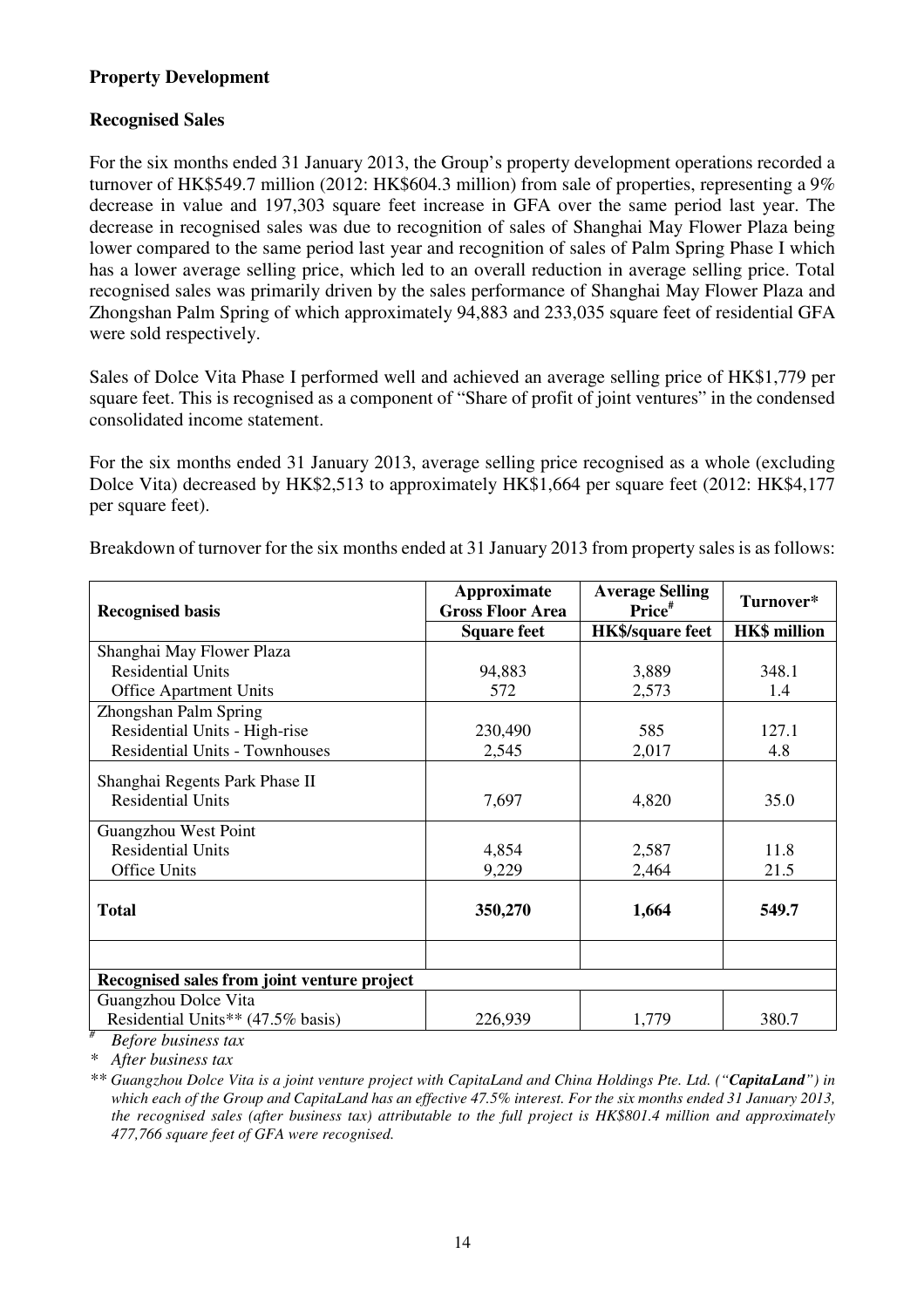## Property Development

### Recognised Sales

For the six months ended 31 January 2013, the Group's property development operations recorded a turnover of HK$549.7 million (2012: HK$604.3 million) from sale of properties, representing a 9% decrease in value and 197,303 square feet increase in GFA over the same period last year. The decrease in recognised sales was due to recognition of sales of Shanghai May Flower Plaza being lower compared to the same period last year and recognition of sales of Palm Spring Phase I which has a lower average selling price, which led to an overall reduction in average selling price. Total recognised sales was primarily driven by the sales performance of Shanghai May Flower Plaza and Zhongshan Palm Spring of which approximately 94,883 and 233,035 square feet of residential GFA were sold respectively.

Sales of Dolce Vita Phase I performed well and achieved an average selling price of HK$1,779 per square feet. This is recognised as a component of "Share of profit of joint ventures" in the condensed consolidated income statement.

For the six months ended 31 January 2013, average selling price recognised as a whole (excluding Dolce Vita) decreased by HK$2,513 to approximately HK$1,664 per square feet (2012: HK$4,177 per square feet).

Breakdown of turnover for the six months ended at 31 January 2013 from property sales is as follows:

| Recognised basis | Approximate Gross Floor Area | Average Selling Price# | Turnover* |
|---|---|---|---|
| | Square feet | HK$/square feet | HK$ million |
| Shanghai May Flower Plaza | | | |
| Residential Units | 94,883 | 3,889 | 348.1 |
| Office Apartment Units | 572 | 2,573 | 1.4 |
| Zhongshan Palm Spring | | | |
| Residential Units - High-rise | 230,490 | 585 | 127.1 |
| Residential Units - Townhouses | 2,545 | 2,017 | 4.8 |
| Shanghai Regents Park Phase II | | | |
| Residential Units | 7,697 | 4,820 | 35.0 |
| Guangzhou West Point | | | |
| Residential Units | 4,854 | 2,587 | 11.8 |
| Office Units | 9,229 | 2,464 | 21.5 |
| **Total** | **350,270** | **1,664** | **549.7** |
| | | | |
| **Recognised sales from joint venture project** | | | |
| Guangzhou Dolce Vita | | | |
| Residential Units** (47.5% basis) | 226,939 | 1,779 | 380.7 |

# *Before business tax*

\* *After business tax*

** *Guangzhou Dolce Vita is a joint venture project with CapitaLand and China Holdings Pte. Ltd. ("**CapitaLand**") in which each of the Group and CapitaLand has an effective 47.5% interest. For the six months ended 31 January 2013, the recognised sales (after business tax) attributable to the full project is HK$801.4 million and approximately 477,766 square feet of GFA were recognised.*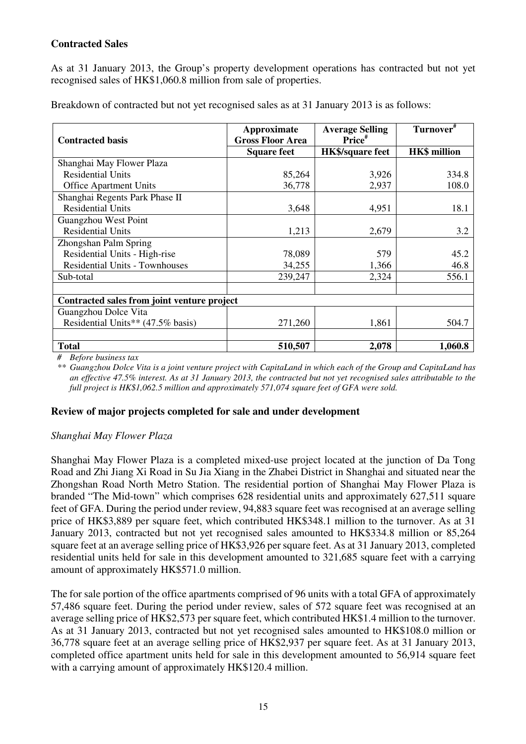**Contracted Sales**

As at 31 January 2013, the Group's property development operations has contracted but not yet recognised sales of HK$1,060.8 million from sale of properties.

Breakdown of contracted but not yet recognised sales as at 31 January 2013 is as follows:

| Contracted basis | Approximate Gross Floor Area | Average Selling Price# | Turnover# |
|---|---|---|---|
| | Square feet | HK$/square feet | HK$ million |
| Shanghai May Flower Plaza | | | |
| Residential Units | 85,264 | 3,926 | 334.8 |
| Office Apartment Units | 36,778 | 2,937 | 108.0 |
| Shanghai Regents Park Phase II | | | |
| Residential Units | 3,648 | 4,951 | 18.1 |
| Guangzhou West Point | | | |
| Residential Units | 1,213 | 2,679 | 3.2 |
| Zhongshan Palm Spring | | | |
| Residential Units - High-rise | 78,089 | 579 | 45.2 |
| Residential Units - Townhouses | 34,255 | 1,366 | 46.8 |
| Sub-total | 239,247 | 2,324 | 556.1 |
| | | | |
| **Contracted sales from joint venture project** | | | |
| Guangzhou Dolce Vita | | | |
| Residential Units** (47.5% basis) | 271,260 | 1,861 | 504.7 |
| | | | |
| **Total** | **510,507** | **2,078** | **1,060.8** |

*# Before business tax*

*** Guangzhou Dolce Vita is a joint venture project with CapitaLand in which each of the Group and CapitaLand has an effective 47.5% interest. As at 31 January 2013, the contracted but not yet recognised sales attributable to the full project is HK$1,062.5 million and approximately 571,074 square feet of GFA were sold.*

**Review of major projects completed for sale and under development**

*Shanghai May Flower Plaza*

Shanghai May Flower Plaza is a completed mixed-use project located at the junction of Da Tong Road and Zhi Jiang Xi Road in Su Jia Xiang in the Zhabei District in Shanghai and situated near the Zhongshan Road North Metro Station. The residential portion of Shanghai May Flower Plaza is branded "The Mid-town" which comprises 628 residential units and approximately 627,511 square feet of GFA. During the period under review, 94,883 square feet was recognised at an average selling price of HK$3,889 per square feet, which contributed HK$348.1 million to the turnover. As at 31 January 2013, contracted but not yet recognised sales amounted to HK$334.8 million or 85,264 square feet at an average selling price of HK$3,926 per square feet. As at 31 January 2013, completed residential units held for sale in this development amounted to 321,685 square feet with a carrying amount of approximately HK$571.0 million.

The for sale portion of the office apartments comprised of 96 units with a total GFA of approximately 57,486 square feet. During the period under review, sales of 572 square feet was recognised at an average selling price of HK$2,573 per square feet, which contributed HK$1.4 million to the turnover. As at 31 January 2013, contracted but not yet recognised sales amounted to HK$108.0 million or 36,778 square feet at an average selling price of HK$2,937 per square feet. As at 31 January 2013, completed office apartment units held for sale in this development amounted to 56,914 square feet with a carrying amount of approximately HK$120.4 million.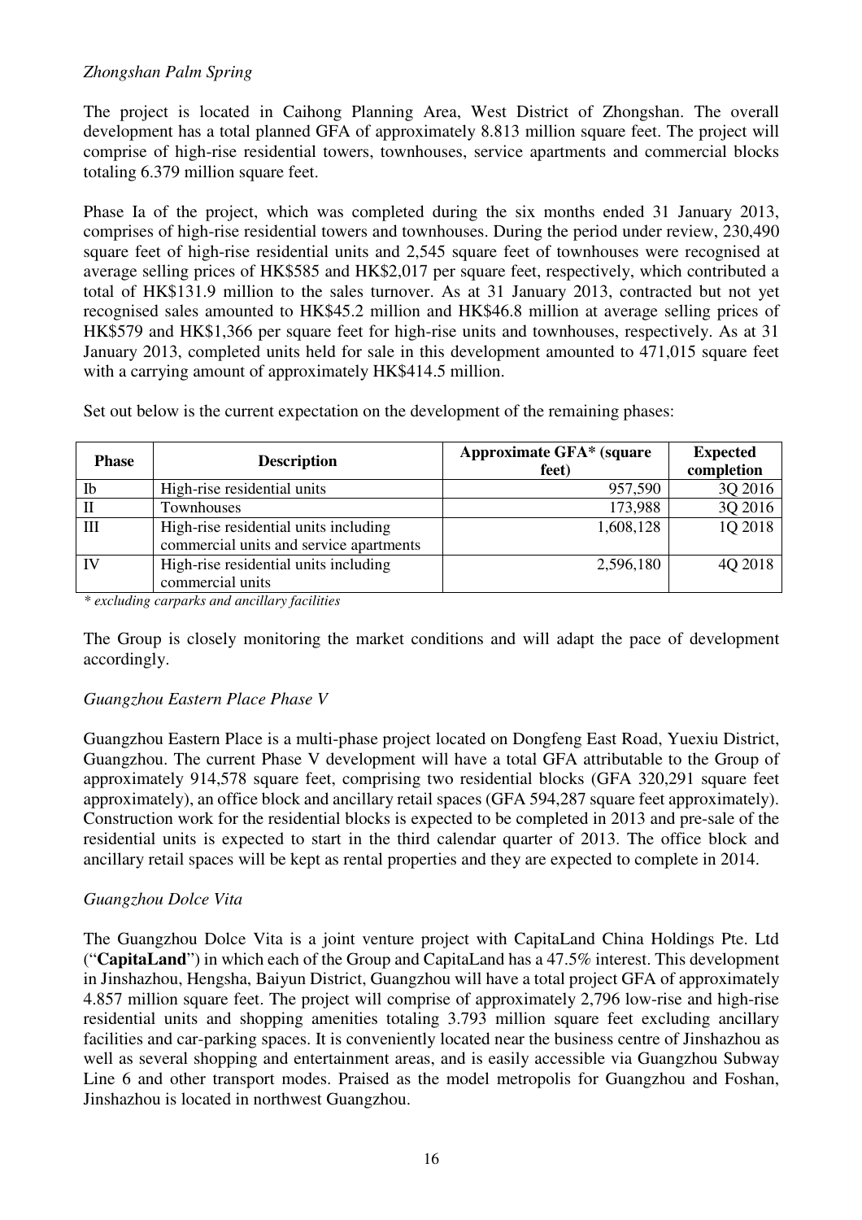*Zhongshan Palm Spring*

The project is located in Caihong Planning Area, West District of Zhongshan. The overall development has a total planned GFA of approximately 8.813 million square feet. The project will comprise of high-rise residential towers, townhouses, service apartments and commercial blocks totaling 6.379 million square feet.

Phase Ia of the project, which was completed during the six months ended 31 January 2013, comprises of high-rise residential towers and townhouses. During the period under review, 230,490 square feet of high-rise residential units and 2,545 square feet of townhouses were recognised at average selling prices of HK$585 and HK$2,017 per square feet, respectively, which contributed a total of HK$131.9 million to the sales turnover. As at 31 January 2013, contracted but not yet recognised sales amounted to HK$45.2 million and HK$46.8 million at average selling prices of HK$579 and HK$1,366 per square feet for high-rise units and townhouses, respectively. As at 31 January 2013, completed units held for sale in this development amounted to 471,015 square feet with a carrying amount of approximately HK$414.5 million.

Set out below is the current expectation on the development of the remaining phases:

| Phase | Description | Approximate GFA* (square feet) | Expected completion |
|---|---|---|---|
| Ib | High-rise residential units | 957,590 | 3Q 2016 |
| II | Townhouses | 173,988 | 3Q 2016 |
| III | High-rise residential units including commercial units and service apartments | 1,608,128 | 1Q 2018 |
| IV | High-rise residential units including commercial units | 2,596,180 | 4Q 2018 |

*\* excluding carparks and ancillary facilities*

The Group is closely monitoring the market conditions and will adapt the pace of development accordingly.

*Guangzhou Eastern Place Phase V*

Guangzhou Eastern Place is a multi-phase project located on Dongfeng East Road, Yuexiu District, Guangzhou. The current Phase V development will have a total GFA attributable to the Group of approximately 914,578 square feet, comprising two residential blocks (GFA 320,291 square feet approximately), an office block and ancillary retail spaces (GFA 594,287 square feet approximately). Construction work for the residential blocks is expected to be completed in 2013 and pre-sale of the residential units is expected to start in the third calendar quarter of 2013. The office block and ancillary retail spaces will be kept as rental properties and they are expected to complete in 2014.

*Guangzhou Dolce Vita*

The Guangzhou Dolce Vita is a joint venture project with CapitaLand China Holdings Pte. Ltd ("**CapitaLand**") in which each of the Group and CapitaLand has a 47.5% interest. This development in Jinshazhou, Hengsha, Baiyun District, Guangzhou will have a total project GFA of approximately 4.857 million square feet. The project will comprise of approximately 2,796 low-rise and high-rise residential units and shopping amenities totaling 3.793 million square feet excluding ancillary facilities and car-parking spaces. It is conveniently located near the business centre of Jinshazhou as well as several shopping and entertainment areas, and is easily accessible via Guangzhou Subway Line 6 and other transport modes. Praised as the model metropolis for Guangzhou and Foshan, Jinshazhou is located in northwest Guangzhou.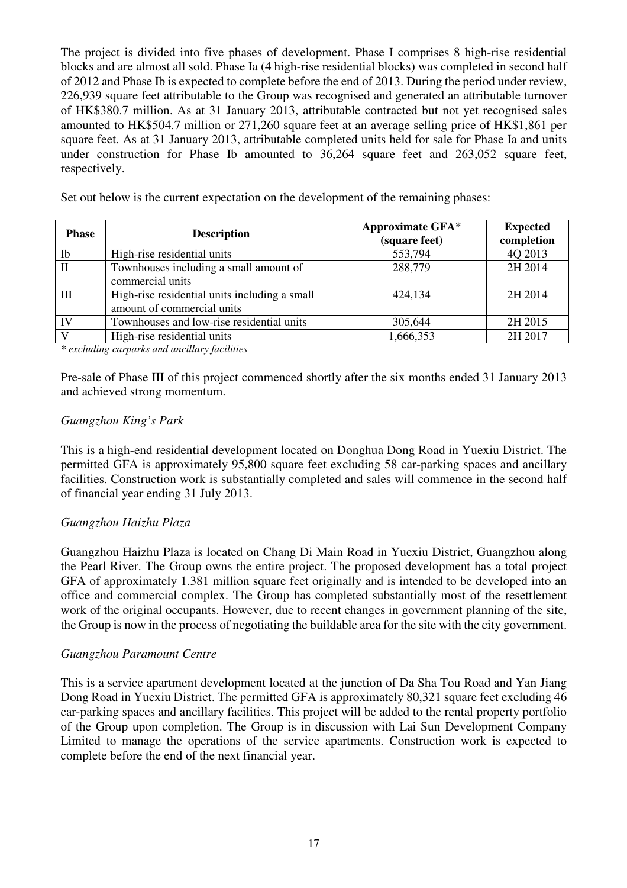The project is divided into five phases of development. Phase I comprises 8 high-rise residential blocks and are almost all sold. Phase Ia (4 high-rise residential blocks) was completed in second half of 2012 and Phase Ib is expected to complete before the end of 2013. During the period under review, 226,939 square feet attributable to the Group was recognised and generated an attributable turnover of HK$380.7 million. As at 31 January 2013, attributable contracted but not yet recognised sales amounted to HK$504.7 million or 271,260 square feet at an average selling price of HK$1,861 per square feet. As at 31 January 2013, attributable completed units held for sale for Phase Ia and units under construction for Phase Ib amounted to 36,264 square feet and 263,052 square feet, respectively.

Set out below is the current expectation on the development of the remaining phases:

| Phase | Description | Approximate GFA* (square feet) | Expected completion |
|---|---|---|---|
| Ib | High-rise residential units | 553,794 | 4Q 2013 |
| II | Townhouses including a small amount of commercial units | 288,779 | 2H 2014 |
| III | High-rise residential units including a small amount of commercial units | 424,134 | 2H 2014 |
| IV | Townhouses and low-rise residential units | 305,644 | 2H 2015 |
| V | High-rise residential units | 1,666,353 | 2H 2017 |

*\* excluding carparks and ancillary facilities*

Pre-sale of Phase III of this project commenced shortly after the six months ended 31 January 2013 and achieved strong momentum.

*Guangzhou King's Park*

This is a high-end residential development located on Donghua Dong Road in Yuexiu District. The permitted GFA is approximately 95,800 square feet excluding 58 car-parking spaces and ancillary facilities. Construction work is substantially completed and sales will commence in the second half of financial year ending 31 July 2013.

*Guangzhou Haizhu Plaza*

Guangzhou Haizhu Plaza is located on Chang Di Main Road in Yuexiu District, Guangzhou along the Pearl River. The Group owns the entire project. The proposed development has a total project GFA of approximately 1.381 million square feet originally and is intended to be developed into an office and commercial complex. The Group has completed substantially most of the resettlement work of the original occupants. However, due to recent changes in government planning of the site, the Group is now in the process of negotiating the buildable area for the site with the city government.

*Guangzhou Paramount Centre*

This is a service apartment development located at the junction of Da Sha Tou Road and Yan Jiang Dong Road in Yuexiu District. The permitted GFA is approximately 80,321 square feet excluding 46 car-parking spaces and ancillary facilities. This project will be added to the rental property portfolio of the Group upon completion. The Group is in discussion with Lai Sun Development Company Limited to manage the operations of the service apartments. Construction work is expected to complete before the end of the next financial year.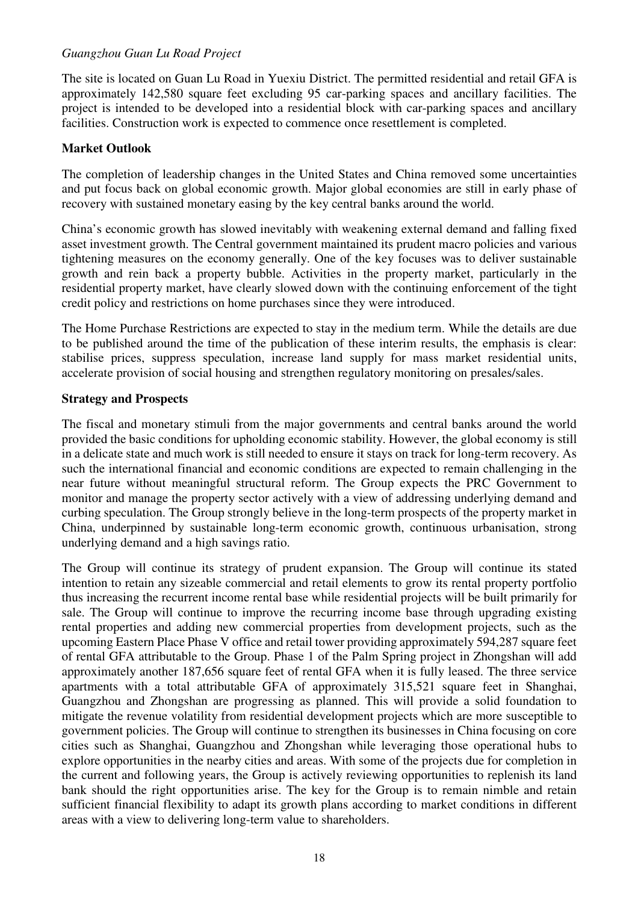*Guangzhou Guan Lu Road Project*

The site is located on Guan Lu Road in Yuexiu District. The permitted residential and retail GFA is approximately 142,580 square feet excluding 95 car-parking spaces and ancillary facilities. The project is intended to be developed into a residential block with car-parking spaces and ancillary facilities. Construction work is expected to commence once resettlement is completed.

**Market Outlook**

The completion of leadership changes in the United States and China removed some uncertainties and put focus back on global economic growth. Major global economies are still in early phase of recovery with sustained monetary easing by the key central banks around the world.

China's economic growth has slowed inevitably with weakening external demand and falling fixed asset investment growth. The Central government maintained its prudent macro policies and various tightening measures on the economy generally. One of the key focuses was to deliver sustainable growth and rein back a property bubble. Activities in the property market, particularly in the residential property market, have clearly slowed down with the continuing enforcement of the tight credit policy and restrictions on home purchases since they were introduced.

The Home Purchase Restrictions are expected to stay in the medium term. While the details are due to be published around the time of the publication of these interim results, the emphasis is clear: stabilise prices, suppress speculation, increase land supply for mass market residential units, accelerate provision of social housing and strengthen regulatory monitoring on presales/sales.

**Strategy and Prospects**

The fiscal and monetary stimuli from the major governments and central banks around the world provided the basic conditions for upholding economic stability. However, the global economy is still in a delicate state and much work is still needed to ensure it stays on track for long-term recovery. As such the international financial and economic conditions are expected to remain challenging in the near future without meaningful structural reform. The Group expects the PRC Government to monitor and manage the property sector actively with a view of addressing underlying demand and curbing speculation. The Group strongly believe in the long-term prospects of the property market in China, underpinned by sustainable long-term economic growth, continuous urbanisation, strong underlying demand and a high savings ratio.

The Group will continue its strategy of prudent expansion. The Group will continue its stated intention to retain any sizeable commercial and retail elements to grow its rental property portfolio thus increasing the recurrent income rental base while residential projects will be built primarily for sale. The Group will continue to improve the recurring income base through upgrading existing rental properties and adding new commercial properties from development projects, such as the upcoming Eastern Place Phase V office and retail tower providing approximately 594,287 square feet of rental GFA attributable to the Group. Phase 1 of the Palm Spring project in Zhongshan will add approximately another 187,656 square feet of rental GFA when it is fully leased. The three service apartments with a total attributable GFA of approximately 315,521 square feet in Shanghai, Guangzhou and Zhongshan are progressing as planned. This will provide a solid foundation to mitigate the revenue volatility from residential development projects which are more susceptible to government policies. The Group will continue to strengthen its businesses in China focusing on core cities such as Shanghai, Guangzhou and Zhongshan while leveraging those operational hubs to explore opportunities in the nearby cities and areas. With some of the projects due for completion in the current and following years, the Group is actively reviewing opportunities to replenish its land bank should the right opportunities arise. The key for the Group is to remain nimble and retain sufficient financial flexibility to adapt its growth plans according to market conditions in different areas with a view to delivering long-term value to shareholders.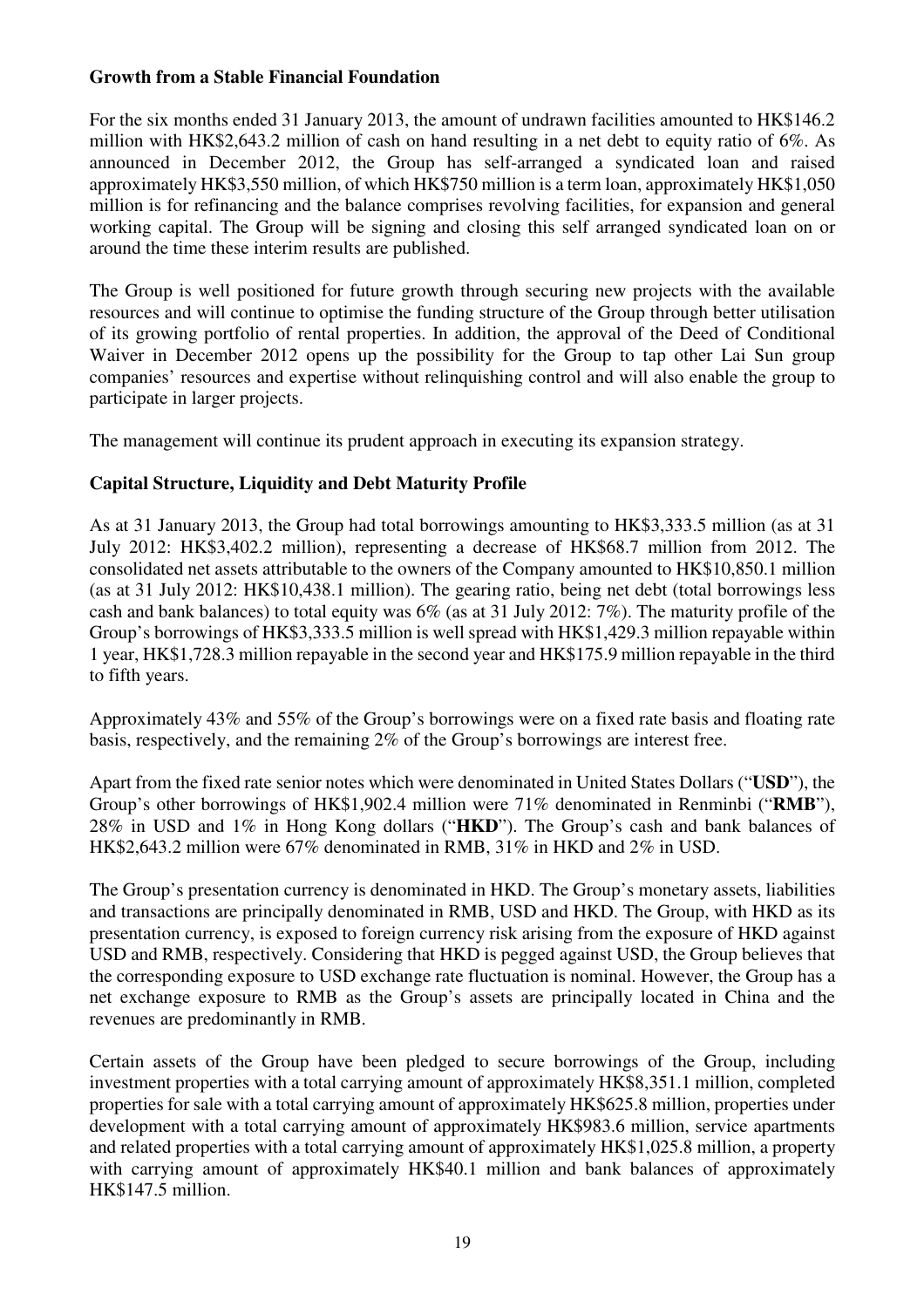**Growth from a Stable Financial Foundation**

For the six months ended 31 January 2013, the amount of undrawn facilities amounted to HK$146.2 million with HK$2,643.2 million of cash on hand resulting in a net debt to equity ratio of 6%. As announced in December 2012, the Group has self-arranged a syndicated loan and raised approximately HK$3,550 million, of which HK$750 million is a term loan, approximately HK$1,050 million is for refinancing and the balance comprises revolving facilities, for expansion and general working capital. The Group will be signing and closing this self arranged syndicated loan on or around the time these interim results are published.

The Group is well positioned for future growth through securing new projects with the available resources and will continue to optimise the funding structure of the Group through better utilisation of its growing portfolio of rental properties. In addition, the approval of the Deed of Conditional Waiver in December 2012 opens up the possibility for the Group to tap other Lai Sun group companies' resources and expertise without relinquishing control and will also enable the group to participate in larger projects.

The management will continue its prudent approach in executing its expansion strategy.

**Capital Structure, Liquidity and Debt Maturity Profile**

As at 31 January 2013, the Group had total borrowings amounting to HK$3,333.5 million (as at 31 July 2012: HK$3,402.2 million), representing a decrease of HK$68.7 million from 2012. The consolidated net assets attributable to the owners of the Company amounted to HK$10,850.1 million (as at 31 July 2012: HK$10,438.1 million). The gearing ratio, being net debt (total borrowings less cash and bank balances) to total equity was 6% (as at 31 July 2012: 7%). The maturity profile of the Group's borrowings of HK$3,333.5 million is well spread with HK$1,429.3 million repayable within 1 year, HK$1,728.3 million repayable in the second year and HK$175.9 million repayable in the third to fifth years.

Approximately 43% and 55% of the Group's borrowings were on a fixed rate basis and floating rate basis, respectively, and the remaining 2% of the Group's borrowings are interest free.

Apart from the fixed rate senior notes which were denominated in United States Dollars ("**USD**"), the Group's other borrowings of HK$1,902.4 million were 71% denominated in Renminbi ("**RMB**"), 28% in USD and 1% in Hong Kong dollars ("**HKD**"). The Group's cash and bank balances of HK$2,643.2 million were 67% denominated in RMB, 31% in HKD and 2% in USD.

The Group's presentation currency is denominated in HKD. The Group's monetary assets, liabilities and transactions are principally denominated in RMB, USD and HKD. The Group, with HKD as its presentation currency, is exposed to foreign currency risk arising from the exposure of HKD against USD and RMB, respectively. Considering that HKD is pegged against USD, the Group believes that the corresponding exposure to USD exchange rate fluctuation is nominal. However, the Group has a net exchange exposure to RMB as the Group's assets are principally located in China and the revenues are predominantly in RMB.

Certain assets of the Group have been pledged to secure borrowings of the Group, including investment properties with a total carrying amount of approximately HK$8,351.1 million, completed properties for sale with a total carrying amount of approximately HK$625.8 million, properties under development with a total carrying amount of approximately HK$983.6 million, service apartments and related properties with a total carrying amount of approximately HK$1,025.8 million, a property with carrying amount of approximately HK$40.1 million and bank balances of approximately HK$147.5 million.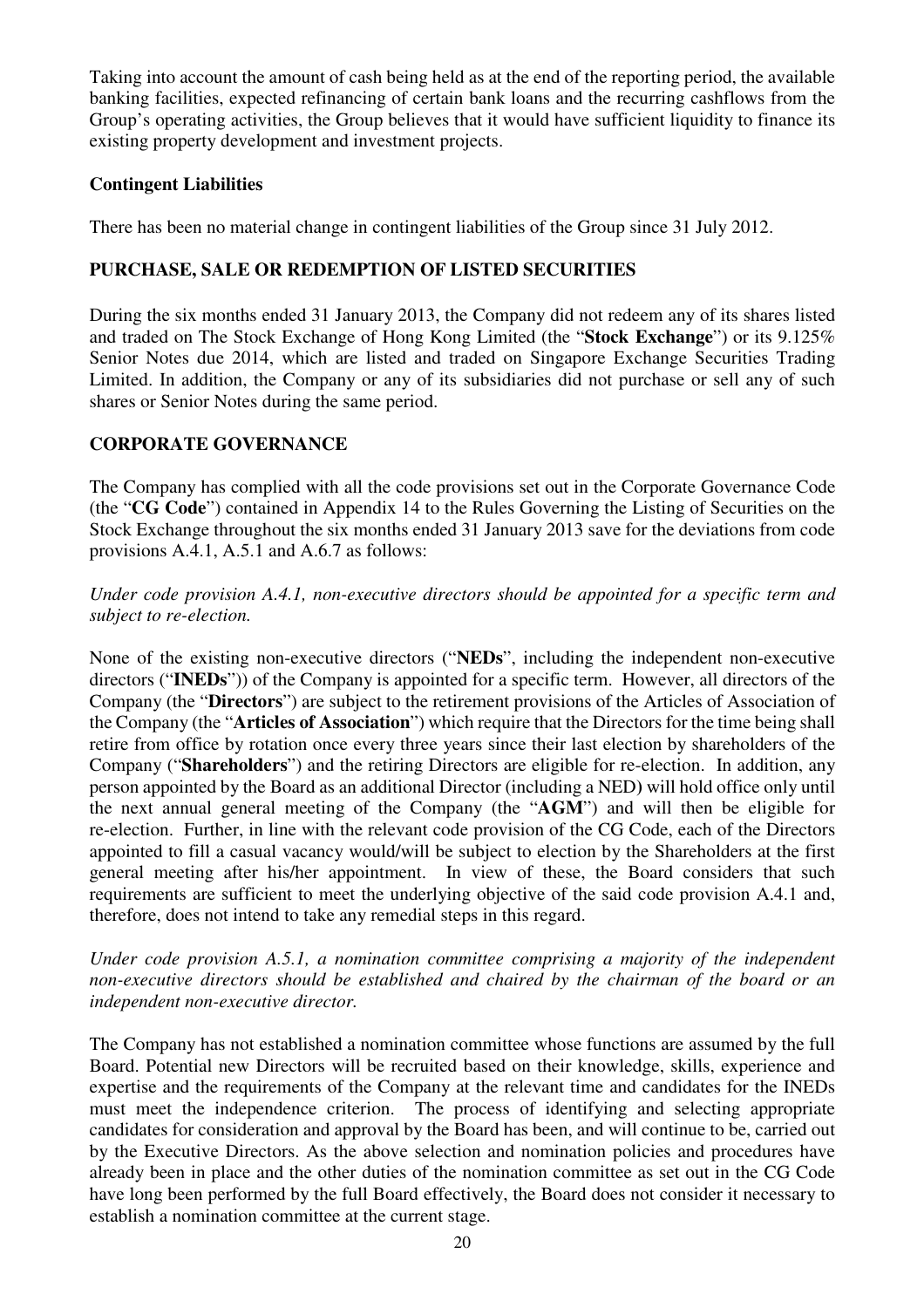Taking into account the amount of cash being held as at the end of the reporting period, the available banking facilities, expected refinancing of certain bank loans and the recurring cashflows from the Group's operating activities, the Group believes that it would have sufficient liquidity to finance its existing property development and investment projects.

**Contingent Liabilities**

There has been no material change in contingent liabilities of the Group since 31 July 2012.

## PURCHASE, SALE OR REDEMPTION OF LISTED SECURITIES

During the six months ended 31 January 2013, the Company did not redeem any of its shares listed and traded on The Stock Exchange of Hong Kong Limited (the "**Stock Exchange**") or its 9.125% Senior Notes due 2014, which are listed and traded on Singapore Exchange Securities Trading Limited. In addition, the Company or any of its subsidiaries did not purchase or sell any of such shares or Senior Notes during the same period.

## CORPORATE GOVERNANCE

The Company has complied with all the code provisions set out in the Corporate Governance Code (the "**CG Code**") contained in Appendix 14 to the Rules Governing the Listing of Securities on the Stock Exchange throughout the six months ended 31 January 2013 save for the deviations from code provisions A.4.1, A.5.1 and A.6.7 as follows:

*Under code provision A.4.1, non-executive directors should be appointed for a specific term and subject to re-election.*

None of the existing non-executive directors ("**NEDs**", including the independent non-executive directors ("**INEDs**")) of the Company is appointed for a specific term. However, all directors of the Company (the "**Directors**") are subject to the retirement provisions of the Articles of Association of the Company (the "**Articles of Association**") which require that the Directors for the time being shall retire from office by rotation once every three years since their last election by shareholders of the Company ("**Shareholders**") and the retiring Directors are eligible for re-election. In addition, any person appointed by the Board as an additional Director (including a NED) will hold office only until the next annual general meeting of the Company (the "**AGM**") and will then be eligible for re-election. Further, in line with the relevant code provision of the CG Code, each of the Directors appointed to fill a casual vacancy would/will be subject to election by the Shareholders at the first general meeting after his/her appointment. In view of these, the Board considers that such requirements are sufficient to meet the underlying objective of the said code provision A.4.1 and, therefore, does not intend to take any remedial steps in this regard.

*Under code provision A.5.1, a nomination committee comprising a majority of the independent non-executive directors should be established and chaired by the chairman of the board or an independent non-executive director.*

The Company has not established a nomination committee whose functions are assumed by the full Board. Potential new Directors will be recruited based on their knowledge, skills, experience and expertise and the requirements of the Company at the relevant time and candidates for the INEDs must meet the independence criterion. The process of identifying and selecting appropriate candidates for consideration and approval by the Board has been, and will continue to be, carried out by the Executive Directors. As the above selection and nomination policies and procedures have already been in place and the other duties of the nomination committee as set out in the CG Code have long been performed by the full Board effectively, the Board does not consider it necessary to establish a nomination committee at the current stage.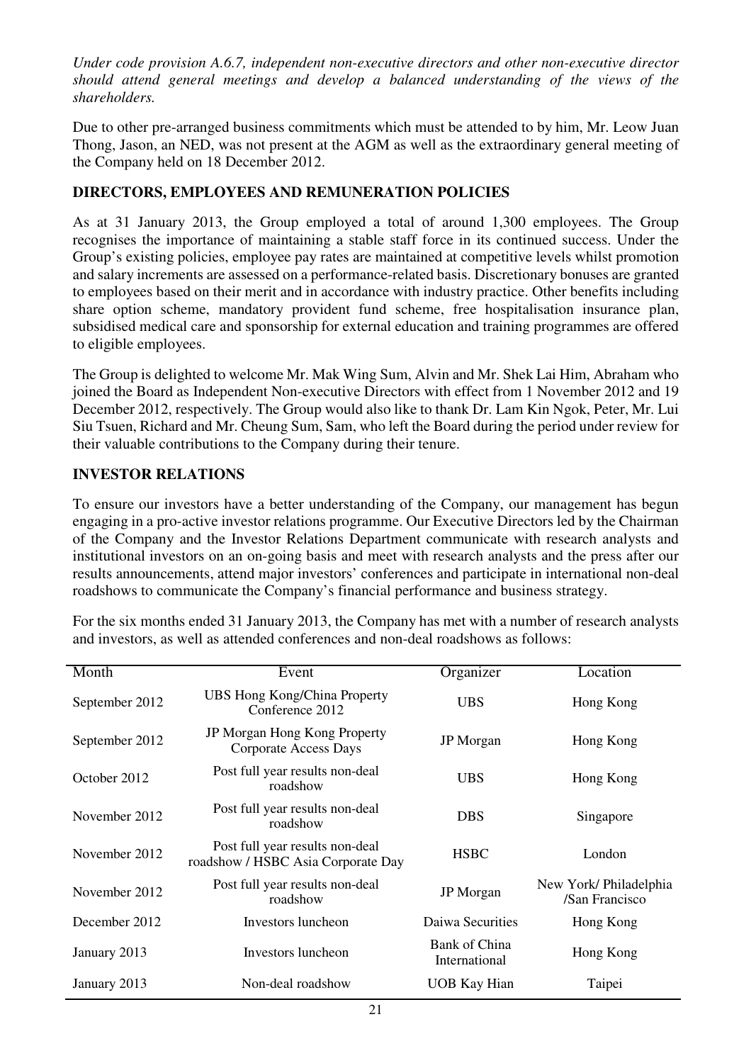*Under code provision A.6.7, independent non-executive directors and other non-executive director should attend general meetings and develop a balanced understanding of the views of the shareholders.*

Due to other pre-arranged business commitments which must be attended to by him, Mr. Leow Juan Thong, Jason, an NED, was not present at the AGM as well as the extraordinary general meeting of the Company held on 18 December 2012.

## DIRECTORS, EMPLOYEES AND REMUNERATION POLICIES

As at 31 January 2013, the Group employed a total of around 1,300 employees. The Group recognises the importance of maintaining a stable staff force in its continued success. Under the Group's existing policies, employee pay rates are maintained at competitive levels whilst promotion and salary increments are assessed on a performance-related basis. Discretionary bonuses are granted to employees based on their merit and in accordance with industry practice. Other benefits including share option scheme, mandatory provident fund scheme, free hospitalisation insurance plan, subsidised medical care and sponsorship for external education and training programmes are offered to eligible employees.

The Group is delighted to welcome Mr. Mak Wing Sum, Alvin and Mr. Shek Lai Him, Abraham who joined the Board as Independent Non-executive Directors with effect from 1 November 2012 and 19 December 2012, respectively. The Group would also like to thank Dr. Lam Kin Ngok, Peter, Mr. Lui Siu Tsuen, Richard and Mr. Cheung Sum, Sam, who left the Board during the period under review for their valuable contributions to the Company during their tenure.

## INVESTOR RELATIONS

To ensure our investors have a better understanding of the Company, our management has begun engaging in a pro-active investor relations programme. Our Executive Directors led by the Chairman of the Company and the Investor Relations Department communicate with research analysts and institutional investors on an on-going basis and meet with research analysts and the press after our results announcements, attend major investors' conferences and participate in international non-deal roadshows to communicate the Company's financial performance and business strategy.

For the six months ended 31 January 2013, the Company has met with a number of research analysts and investors, as well as attended conferences and non-deal roadshows as follows:

| Month | Event | Organizer | Location |
|---|---|---|---|
| September 2012 | UBS Hong Kong/China Property Conference 2012 | UBS | Hong Kong |
| September 2012 | JP Morgan Hong Kong Property Corporate Access Days | JP Morgan | Hong Kong |
| October 2012 | Post full year results non-deal roadshow | UBS | Hong Kong |
| November 2012 | Post full year results non-deal roadshow | DBS | Singapore |
| November 2012 | Post full year results non-deal roadshow / HSBC Asia Corporate Day | HSBC | London |
| November 2012 | Post full year results non-deal roadshow | JP Morgan | New York/ Philadelphia /San Francisco |
| December 2012 | Investors luncheon | Daiwa Securities | Hong Kong |
| January 2013 | Investors luncheon | Bank of China International | Hong Kong |
| January 2013 | Non-deal roadshow | UOB Kay Hian | Taipei |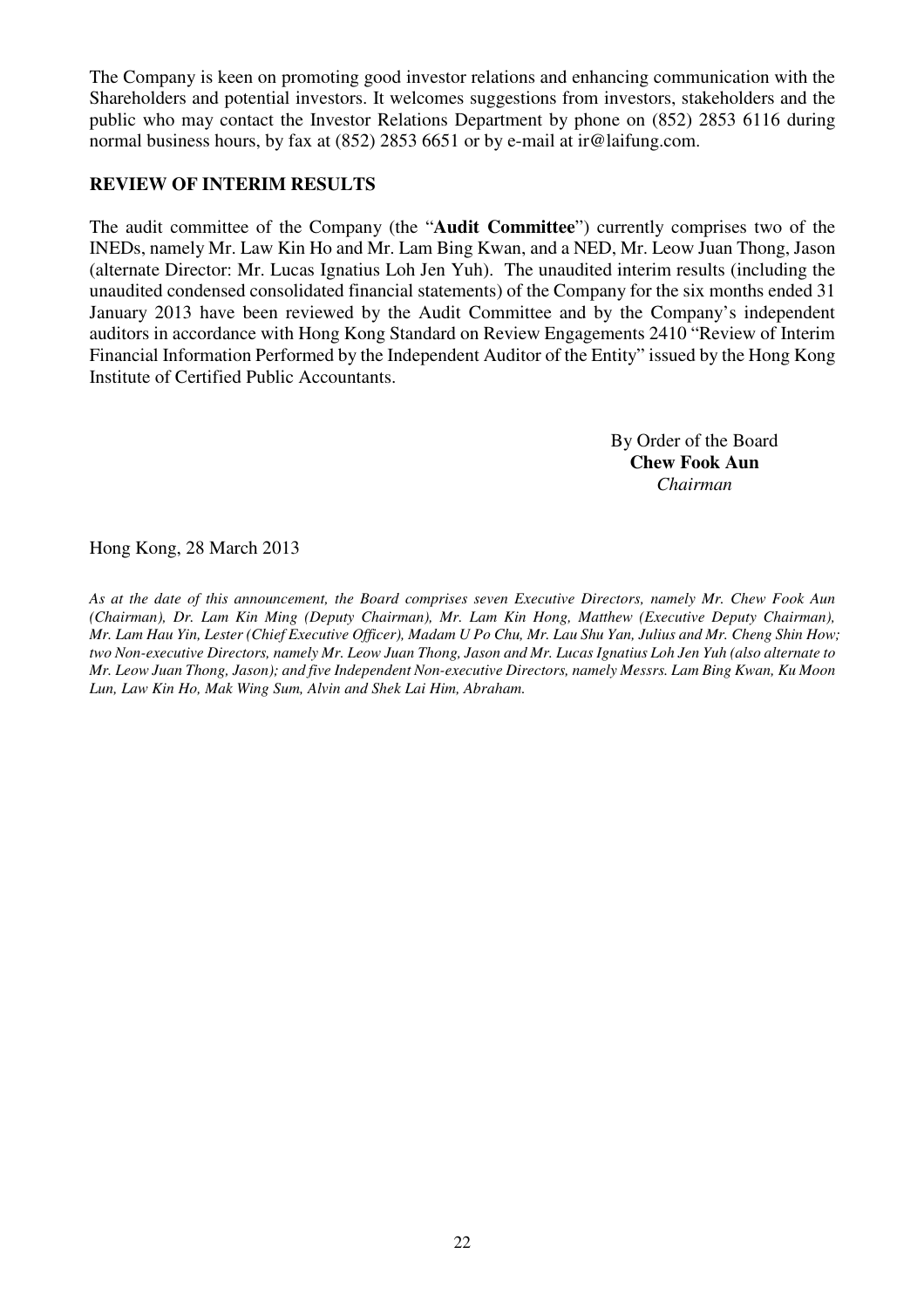The Company is keen on promoting good investor relations and enhancing communication with the Shareholders and potential investors. It welcomes suggestions from investors, stakeholders and the public who may contact the Investor Relations Department by phone on (852) 2853 6116 during normal business hours, by fax at (852) 2853 6651 or by e-mail at ir@laifung.com.

## REVIEW OF INTERIM RESULTS

The audit committee of the Company (the "**Audit Committee**") currently comprises two of the INEDs, namely Mr. Law Kin Ho and Mr. Lam Bing Kwan, and a NED, Mr. Leow Juan Thong, Jason (alternate Director: Mr. Lucas Ignatius Loh Jen Yuh). The unaudited interim results (including the unaudited condensed consolidated financial statements) of the Company for the six months ended 31 January 2013 have been reviewed by the Audit Committee and by the Company's independent auditors in accordance with Hong Kong Standard on Review Engagements 2410 "Review of Interim Financial Information Performed by the Independent Auditor of the Entity" issued by the Hong Kong Institute of Certified Public Accountants.

By Order of the Board
**Chew Fook Aun**
*Chairman*

Hong Kong, 28 March 2013

*As at the date of this announcement, the Board comprises seven Executive Directors, namely Mr. Chew Fook Aun (Chairman), Dr. Lam Kin Ming (Deputy Chairman), Mr. Lam Kin Hong, Matthew (Executive Deputy Chairman), Mr. Lam Hau Yin, Lester (Chief Executive Officer), Madam U Po Chu, Mr. Lau Shu Yan, Julius and Mr. Cheng Shin How; two Non-executive Directors, namely Mr. Leow Juan Thong, Jason and Mr. Lucas Ignatius Loh Jen Yuh (also alternate to Mr. Leow Juan Thong, Jason); and five Independent Non-executive Directors, namely Messrs. Lam Bing Kwan, Ku Moon Lun, Law Kin Ho, Mak Wing Sum, Alvin and Shek Lai Him, Abraham.*